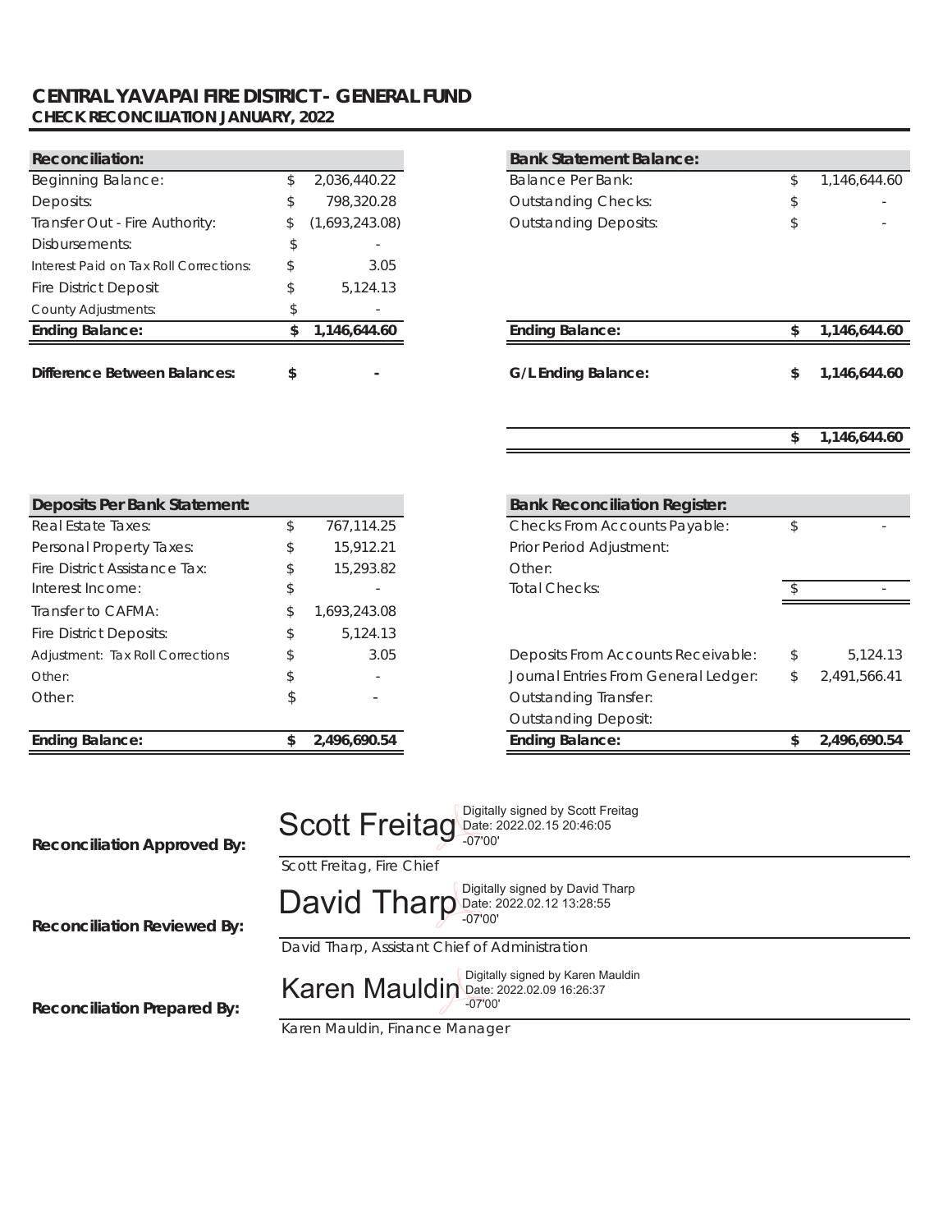**CENTRAL YAVAPAI FIRE DISTRICT - GENERAL FUND**
**CHECK RECONCILIATION JANUARY, 2022**

| **Reconciliation:** | | |
|---|---|---|
| Beginning Balance: | $ | 2,036,440.22 |
| Deposits: | $ | 798,320.28 |
| Transfer Out - Fire Authority: | $ | (1,693,243.08) |
| Disbursements: | $ | - |
| Interest Paid on Tax Roll Corrections: | $ | 3.05 |
| Fire District Deposit | $ | 5,124.13 |
| County Adjustments: | $ | - |
| **Ending Balance:** | **$** | **1,146,644.60** |
| **Difference Between Balances:** | **$** | **-** |

| **Bank Statement Balance:** | | |
|---|---|---|
| Balance Per Bank: | $ | 1,146,644.60 |
| Outstanding Checks: | $ | - |
| Outstanding Deposits: | $ | - |
| **Ending Balance:** | **$** | **1,146,644.60** |
| **G/L Ending Balance:** | **$** | **1,146,644.60** |
| | **$** | **1,146,644.60** |

| **Deposits Per Bank Statement:** | | |
|---|---|---|
| Real Estate Taxes: | $ | 767,114.25 |
| Personal Property Taxes: | $ | 15,912.21 |
| Fire District Assistance Tax: | $ | 15,293.82 |
| Interest Income: | $ | - |
| Transfer to CAFMA: | $ | 1,693,243.08 |
| Fire District Deposits: | $ | 5,124.13 |
| Adjustment: Tax Roll Corrections | $ | 3.05 |
| Other: | $ | - |
| Other: | $ | - |
| **Ending Balance:** | **$** | **2,496,690.54** |

| **Bank Reconciliation Register:** | | |
|---|---|---|
| Checks From Accounts Payable: | $ | - |
| Prior Period Adjustment: | | |
| Other: | | |
| Total Checks: | $ | - |
| Deposits From Accounts Receivable: | $ | 5,124.13 |
| Journal Entries From General Ledger: | $ | 2,491,566.41 |
| Outstanding Transfer: | | |
| Outstanding Deposit: | | |
| **Ending Balance:** | **$** | **2,496,690.54** |

**Reconciliation Approved By:** Scott Freitag — Digitally signed by Scott Freitag Date: 2022.02.15 20:46:05 -07'00'
Scott Freitag, Fire Chief

**Reconciliation Reviewed By:** David Tharp — Digitally signed by David Tharp Date: 2022.02.12 13:28:55 -07'00'
David Tharp, Assistant Chief of Administration

**Reconciliation Prepared By:** Karen Mauldin — Digitally signed by Karen Mauldin Date: 2022.02.09 16:26:37 -07'00'
Karen Mauldin, Finance Manager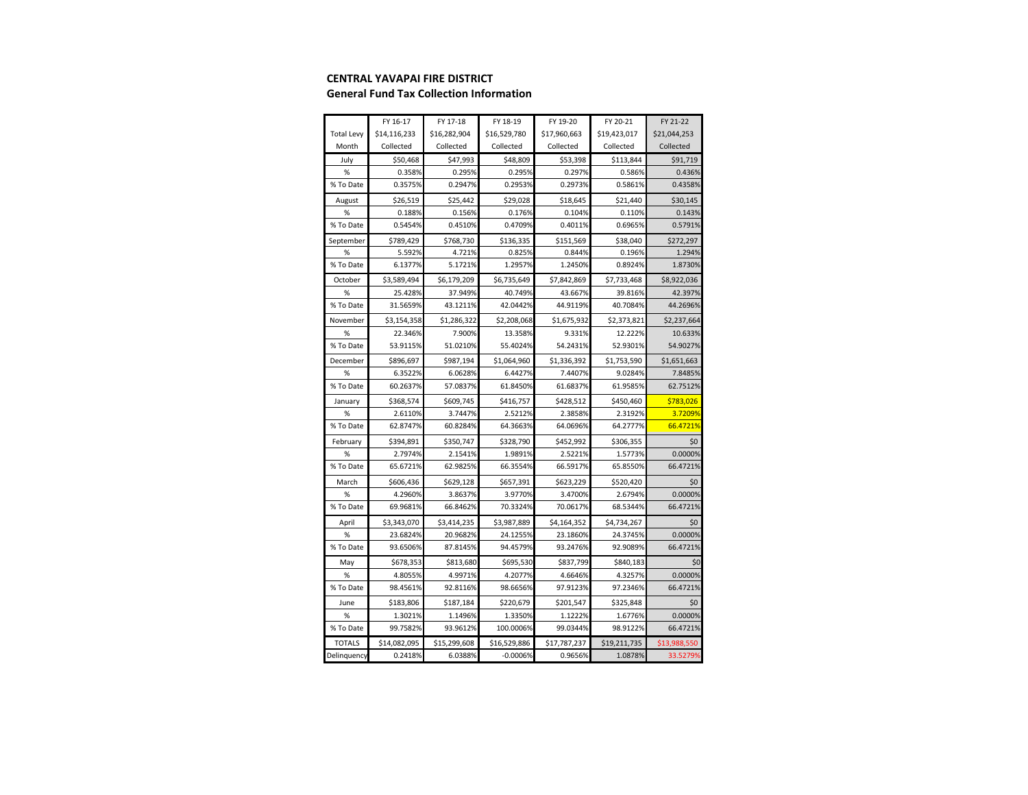**CENTRAL YAVAPAI FIRE DISTRICT**
**General Fund Tax Collection Information**

| | FY 16-17 | FY 17-18 | FY 18-19 | FY 19-20 | FY 20-21 | FY 21-22 |
|---|---|---|---|---|---|---|
| Total Levy | $14,116,233 | $16,282,904 | $16,529,780 | $17,960,663 | $19,423,017 | $21,044,253 |
| Month | Collected | Collected | Collected | Collected | Collected | Collected |
| July | $50,468 | $47,993 | $48,809 | $53,398 | $113,844 | $91,719 |
| % | 0.358% | 0.295% | 0.295% | 0.297% | 0.586% | 0.436% |
| % To Date | 0.3575% | 0.2947% | 0.2953% | 0.2973% | 0.5861% | 0.4358% |
| August | $26,519 | $25,442 | $29,028 | $18,645 | $21,440 | $30,145 |
| % | 0.188% | 0.156% | 0.176% | 0.104% | 0.110% | 0.143% |
| % To Date | 0.5454% | 0.4510% | 0.4709% | 0.4011% | 0.6965% | 0.5791% |
| September | $789,429 | $768,730 | $136,335 | $151,569 | $38,040 | $272,297 |
| % | 5.592% | 4.721% | 0.825% | 0.844% | 0.196% | 1.294% |
| % To Date | 6.1377% | 5.1721% | 1.2957% | 1.2450% | 0.8924% | 1.8730% |
| October | $3,589,494 | $6,179,209 | $6,735,649 | $7,842,869 | $7,733,468 | $8,922,036 |
| % | 25.428% | 37.949% | 40.749% | 43.667% | 39.816% | 42.397% |
| % To Date | 31.5659% | 43.1211% | 42.0442% | 44.9119% | 40.7084% | 44.2696% |
| November | $3,154,358 | $1,286,322 | $2,208,068 | $1,675,932 | $2,373,821 | $2,237,664 |
| % | 22.346% | 7.900% | 13.358% | 9.331% | 12.222% | 10.633% |
| % To Date | 53.9115% | 51.0210% | 55.4024% | 54.2431% | 52.9301% | 54.9027% |
| December | $896,697 | $987,194 | $1,064,960 | $1,336,392 | $1,753,590 | $1,651,663 |
| % | 6.3522% | 6.0628% | 6.4427% | 7.4407% | 9.0284% | 7.8485% |
| % To Date | 60.2637% | 57.0837% | 61.8450% | 61.6837% | 61.9585% | 62.7512% |
| January | $368,574 | $609,745 | $416,757 | $428,512 | $450,460 | $783,026 |
| % | 2.6110% | 3.7447% | 2.5212% | 2.3858% | 2.3192% | 3.7209% |
| % To Date | 62.8747% | 60.8284% | 64.3663% | 64.0696% | 64.2777% | 66.4721% |
| February | $394,891 | $350,747 | $328,790 | $452,992 | $306,355 | $0 |
| % | 2.7974% | 2.1541% | 1.9891% | 2.5221% | 1.5773% | 0.0000% |
| % To Date | 65.6721% | 62.9825% | 66.3554% | 66.5917% | 65.8550% | 66.4721% |
| March | $606,436 | $629,128 | $657,391 | $623,229 | $520,420 | $0 |
| % | 4.2960% | 3.8637% | 3.9770% | 3.4700% | 2.6794% | 0.0000% |
| % To Date | 69.9681% | 66.8462% | 70.3324% | 70.0617% | 68.5344% | 66.4721% |
| April | $3,343,070 | $3,414,235 | $3,987,889 | $4,164,352 | $4,734,267 | $0 |
| % | 23.6824% | 20.9682% | 24.1255% | 23.1860% | 24.3745% | 0.0000% |
| % To Date | 93.6506% | 87.8145% | 94.4579% | 93.2476% | 92.9089% | 66.4721% |
| May | $678,353 | $813,680 | $695,530 | $837,799 | $840,183 | $0 |
| % | 4.8055% | 4.9971% | 4.2077% | 4.6646% | 4.3257% | 0.0000% |
| % To Date | 98.4561% | 92.8116% | 98.6656% | 97.9123% | 97.2346% | 66.4721% |
| June | $183,806 | $187,184 | $220,679 | $201,547 | $325,848 | $0 |
| % | 1.3021% | 1.1496% | 1.3350% | 1.1222% | 1.6776% | 0.0000% |
| % To Date | 99.7582% | 93.9612% | 100.0006% | 99.0344% | 98.9122% | 66.4721% |
| TOTALS | $14,082,095 | $15,299,608 | $16,529,886 | $17,787,237 | $19,211,735 | $13,988,550 |
| Delinquency | 0.2418% | 6.0388% | -0.0006% | 0.9656% | 1.0878% | 33.5279% |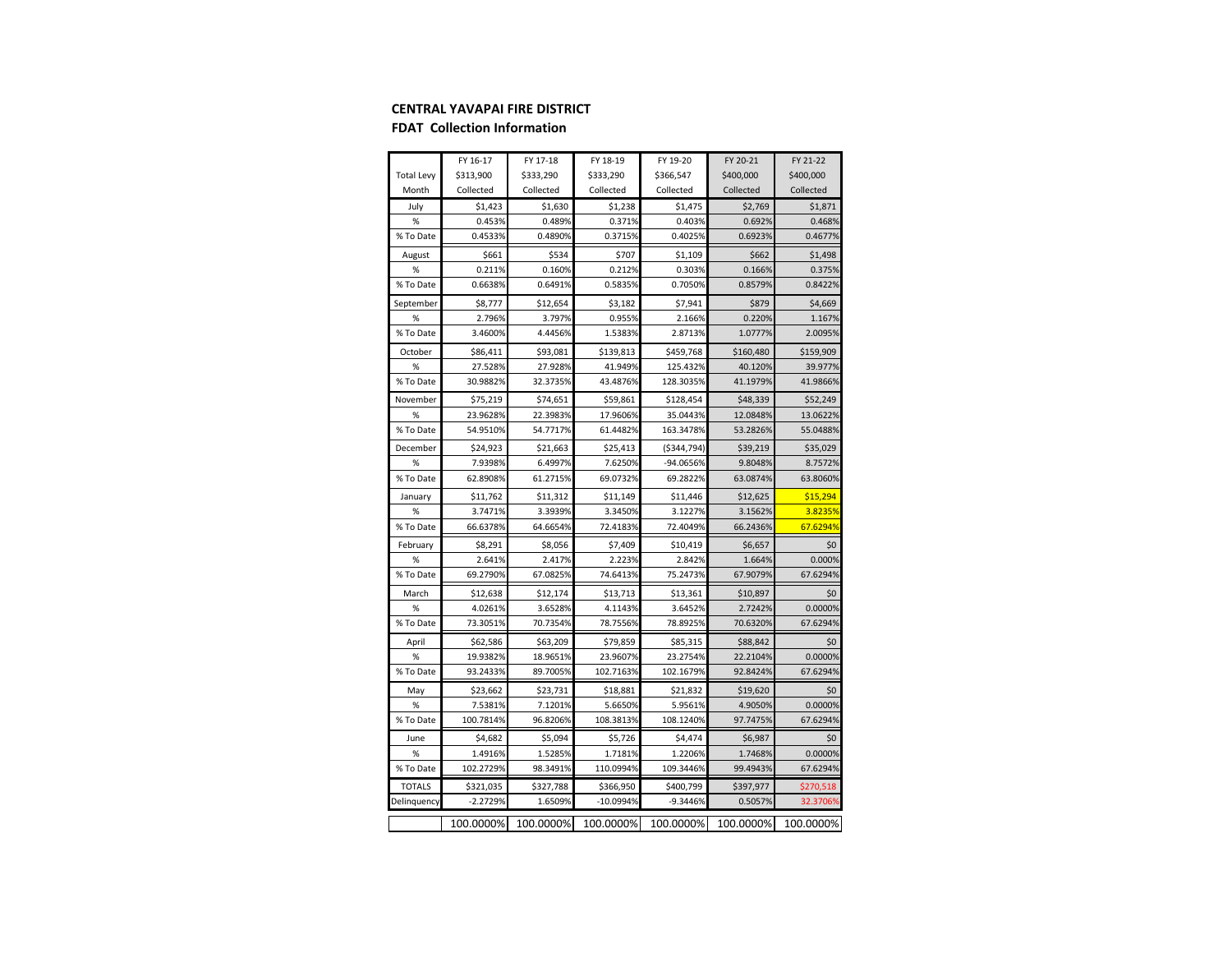**CENTRAL YAVAPAI FIRE DISTRICT**

**FDAT Collection Information**

| | FY 16-17 | FY 17-18 | FY 18-19 | FY 19-20 | FY 20-21 | FY 21-22 |
|---|---|---|---|---|---|---|
| Total Levy | $313,900 | $333,290 | $333,290 | $366,547 | $400,000 | $400,000 |
| Month | Collected | Collected | Collected | Collected | Collected | Collected |
| July | $1,423 | $1,630 | $1,238 | $1,475 | $2,769 | $1,871 |
| % | 0.453% | 0.489% | 0.371% | 0.403% | 0.692% | 0.468% |
| % To Date | 0.4533% | 0.4890% | 0.3715% | 0.4025% | 0.6923% | 0.4677% |
| August | $661 | $534 | $707 | $1,109 | $662 | $1,498 |
| % | 0.211% | 0.160% | 0.212% | 0.303% | 0.166% | 0.375% |
| % To Date | 0.6638% | 0.6491% | 0.5835% | 0.7050% | 0.8579% | 0.8422% |
| September | $8,777 | $12,654 | $3,182 | $7,941 | $879 | $4,669 |
| % | 2.796% | 3.797% | 0.955% | 2.166% | 0.220% | 1.167% |
| % To Date | 3.4600% | 4.4456% | 1.5383% | 2.8713% | 1.0777% | 2.0095% |
| October | $86,411 | $93,081 | $139,813 | $459,768 | $160,480 | $159,909 |
| % | 27.528% | 27.928% | 41.949% | 125.432% | 40.120% | 39.977% |
| % To Date | 30.9882% | 32.3735% | 43.4876% | 128.3035% | 41.1979% | 41.9866% |
| November | $75,219 | $74,651 | $59,861 | $128,454 | $48,339 | $52,249 |
| % | 23.9628% | 22.3983% | 17.9606% | 35.0443% | 12.0848% | 13.0622% |
| % To Date | 54.9510% | 54.7717% | 61.4482% | 163.3478% | 53.2826% | 55.0488% |
| December | $24,923 | $21,663 | $25,413 | ($344,794) | $39,219 | $35,029 |
| % | 7.9398% | 6.4997% | 7.6250% | -94.0656% | 9.8048% | 8.7572% |
| % To Date | 62.8908% | 61.2715% | 69.0732% | 69.2822% | 63.0874% | 63.8060% |
| January | $11,762 | $11,312 | $11,149 | $11,446 | $12,625 | $15,294 |
| % | 3.7471% | 3.3939% | 3.3450% | 3.1227% | 3.1562% | 3.8235% |
| % To Date | 66.6378% | 64.6654% | 72.4183% | 72.4049% | 66.2436% | 67.6294% |
| February | $8,291 | $8,056 | $7,409 | $10,419 | $6,657 | $0 |
| % | 2.641% | 2.417% | 2.223% | 2.842% | 1.664% | 0.000% |
| % To Date | 69.2790% | 67.0825% | 74.6413% | 75.2473% | 67.9079% | 67.6294% |
| March | $12,638 | $12,174 | $13,713 | $13,361 | $10,897 | $0 |
| % | 4.0261% | 3.6528% | 4.1143% | 3.6452% | 2.7242% | 0.0000% |
| % To Date | 73.3051% | 70.7354% | 78.7556% | 78.8925% | 70.6320% | 67.6294% |
| April | $62,586 | $63,209 | $79,859 | $85,315 | $88,842 | $0 |
| % | 19.9382% | 18.9651% | 23.9607% | 23.2754% | 22.2104% | 0.0000% |
| % To Date | 93.2433% | 89.7005% | 102.7163% | 102.1679% | 92.8424% | 67.6294% |
| May | $23,662 | $23,731 | $18,881 | $21,832 | $19,620 | $0 |
| % | 7.5381% | 7.1201% | 5.6650% | 5.9561% | 4.9050% | 0.0000% |
| % To Date | 100.7814% | 96.8206% | 108.3813% | 108.1240% | 97.7475% | 67.6294% |
| June | $4,682 | $5,094 | $5,726 | $4,474 | $6,987 | $0 |
| % | 1.4916% | 1.5285% | 1.7181% | 1.2206% | 1.7468% | 0.0000% |
| % To Date | 102.2729% | 98.3491% | 110.0994% | 109.3446% | 99.4943% | 67.6294% |
| TOTALS | $321,035 | $327,788 | $366,950 | $400,799 | $397,977 | $270,518 |
| Delinquency | -2.2729% | 1.6509% | -10.0994% | -9.3446% | 0.5057% | 32.3706% |
| | 100.0000% | 100.0000% | 100.0000% | 100.0000% | 100.0000% | 100.0000% |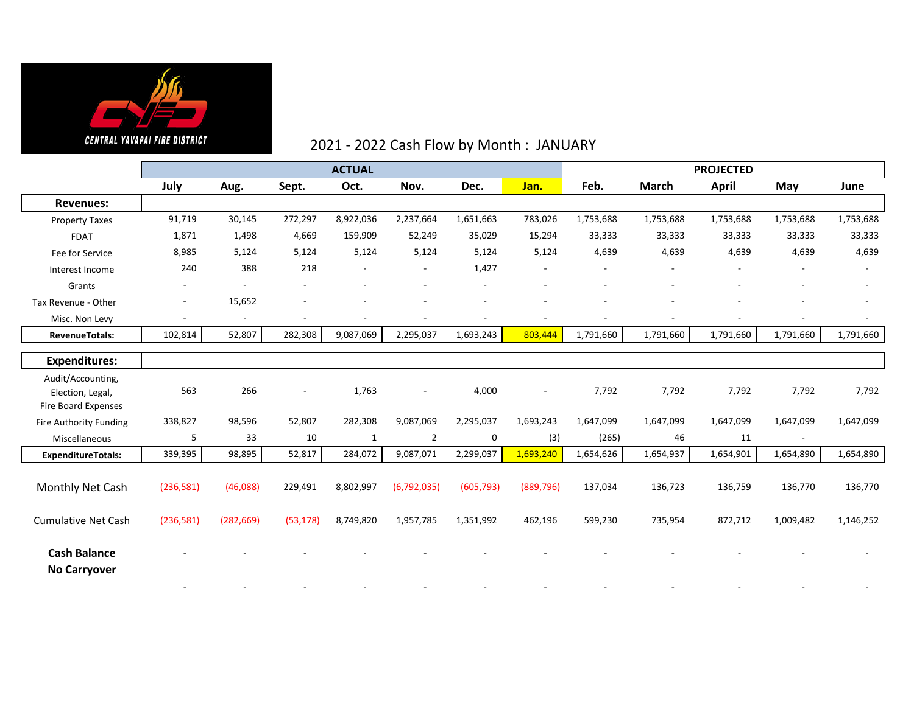CENTRAL YAVAPAI FIRE DISTRICT

## 2021 - 2022 Cash Flow by Month : JANUARY

| | ACTUAL | | | | | | | PROJECTED | | | | |
|---|---|---|---|---|---|---|---|---|---|---|---|---|
| | July | Aug. | Sept. | Oct. | Nov. | Dec. | Jan. | Feb. | March | April | May | June |
| **Revenues:** | | | | | | | | | | | | |
| Property Taxes | 91,719 | 30,145 | 272,297 | 8,922,036 | 2,237,664 | 1,651,663 | 783,026 | 1,753,688 | 1,753,688 | 1,753,688 | 1,753,688 | 1,753,688 |
| FDAT | 1,871 | 1,498 | 4,669 | 159,909 | 52,249 | 35,029 | 15,294 | 33,333 | 33,333 | 33,333 | 33,333 | 33,333 |
| Fee for Service | 8,985 | 5,124 | 5,124 | 5,124 | 5,124 | 5,124 | 5,124 | 4,639 | 4,639 | 4,639 | 4,639 | 4,639 |
| Interest Income | 240 | 388 | 218 | - | - | 1,427 | - | - | - | - | - | - |
| Grants | - | - | - | - | - | - | - | - | - | - | - | - |
| Tax Revenue - Other | - | 15,652 | - | - | - | - | - | - | - | - | - | - |
| Misc. Non Levy | - | - | - | - | - | - | - | - | - | - | - | - |
| **RevenueTotals:** | 102,814 | 52,807 | 282,308 | 9,087,069 | 2,295,037 | 1,693,243 | 803,444 | 1,791,660 | 1,791,660 | 1,791,660 | 1,791,660 | 1,791,660 |
| **Expenditures:** | | | | | | | | | | | | |
| Audit/Accounting, Election, Legal, Fire Board Expenses | 563 | 266 | - | 1,763 | - | 4,000 | - | 7,792 | 7,792 | 7,792 | 7,792 | 7,792 |
| Fire Authority Funding | 338,827 | 98,596 | 52,807 | 282,308 | 9,087,069 | 2,295,037 | 1,693,243 | 1,647,099 | 1,647,099 | 1,647,099 | 1,647,099 | 1,647,099 |
| Miscellaneous | 5 | 33 | 10 | 1 | 2 | 0 | (3) | (265) | 46 | 11 | - | |
| **ExpenditureTotals:** | 339,395 | 98,895 | 52,817 | 284,072 | 9,087,071 | 2,299,037 | 1,693,240 | 1,654,626 | 1,654,937 | 1,654,901 | 1,654,890 | 1,654,890 |
| Monthly Net Cash | (236,581) | (46,088) | 229,491 | 8,802,997 | (6,792,035) | (605,793) | (889,796) | 137,034 | 136,723 | 136,759 | 136,770 | 136,770 |
| Cumulative Net Cash | (236,581) | (282,669) | (53,178) | 8,749,820 | 1,957,785 | 1,351,992 | 462,196 | 599,230 | 735,954 | 872,712 | 1,009,482 | 1,146,252 |
| **Cash Balance No Carryover** | - | - | - | - | - | - | - | - | - | - | - | - |
| | - | - | - | - | - | - | - | - | - | - | - | - |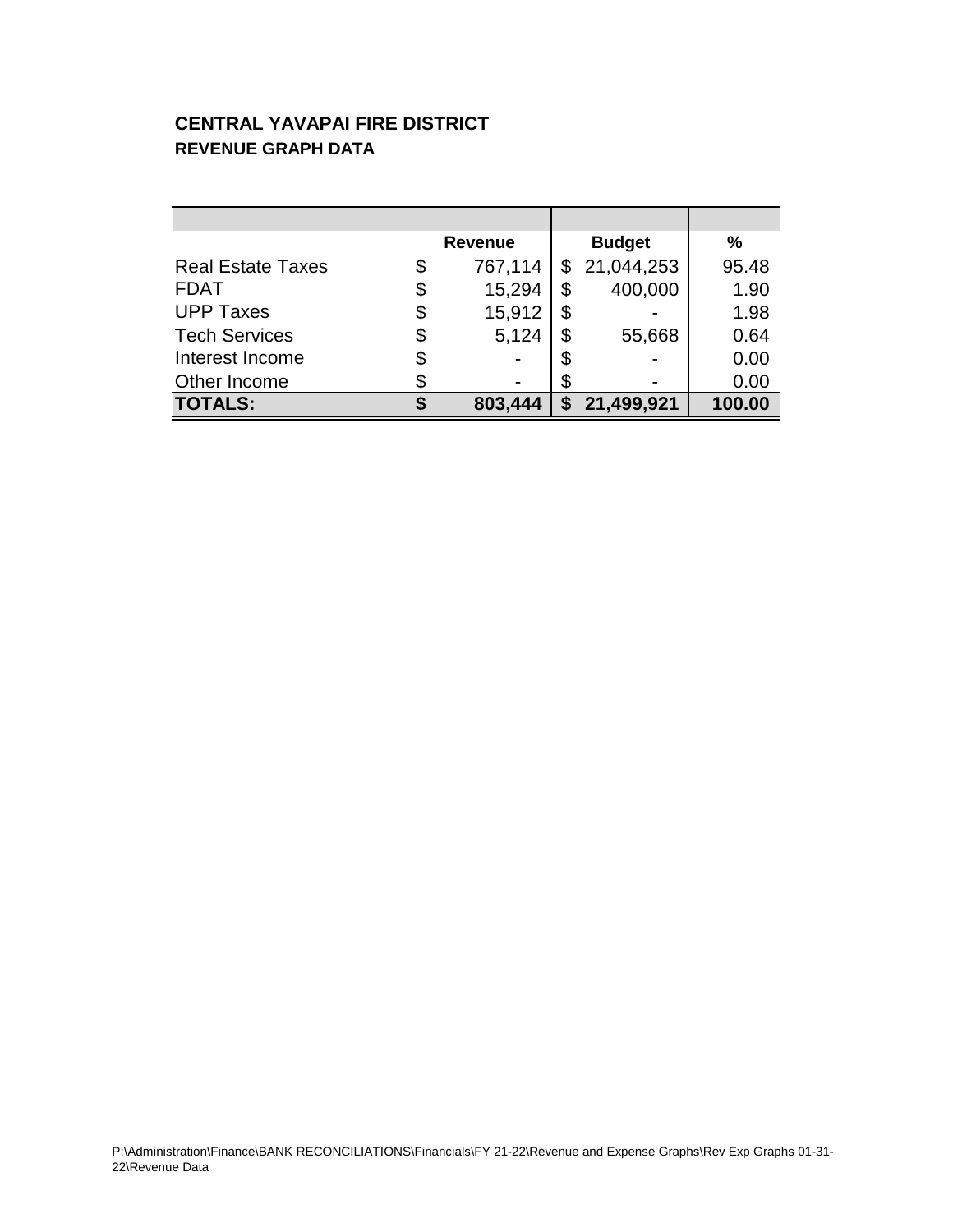**CENTRAL YAVAPAI FIRE DISTRICT**
**REVENUE GRAPH DATA**

| | Revenue | Budget | % |
|---|---|---|---|
| Real Estate Taxes | $ 767,114 | $ 21,044,253 | 95.48 |
| FDAT | $ 15,294 | $ 400,000 | 1.90 |
| UPP Taxes | $ 15,912 | $ - | 1.98 |
| Tech Services | $ 5,124 | $ 55,668 | 0.64 |
| Interest Income | $ - | $ - | 0.00 |
| Other Income | $ - | $ - | 0.00 |
| **TOTALS:** | **$ 803,444** | **$ 21,499,921** | **100.00** |

P:\Administration\Finance\BANK RECONCILIATIONS\Financials\FY 21-22\Revenue and Expense Graphs\Rev Exp Graphs 01-31-22\Revenue Data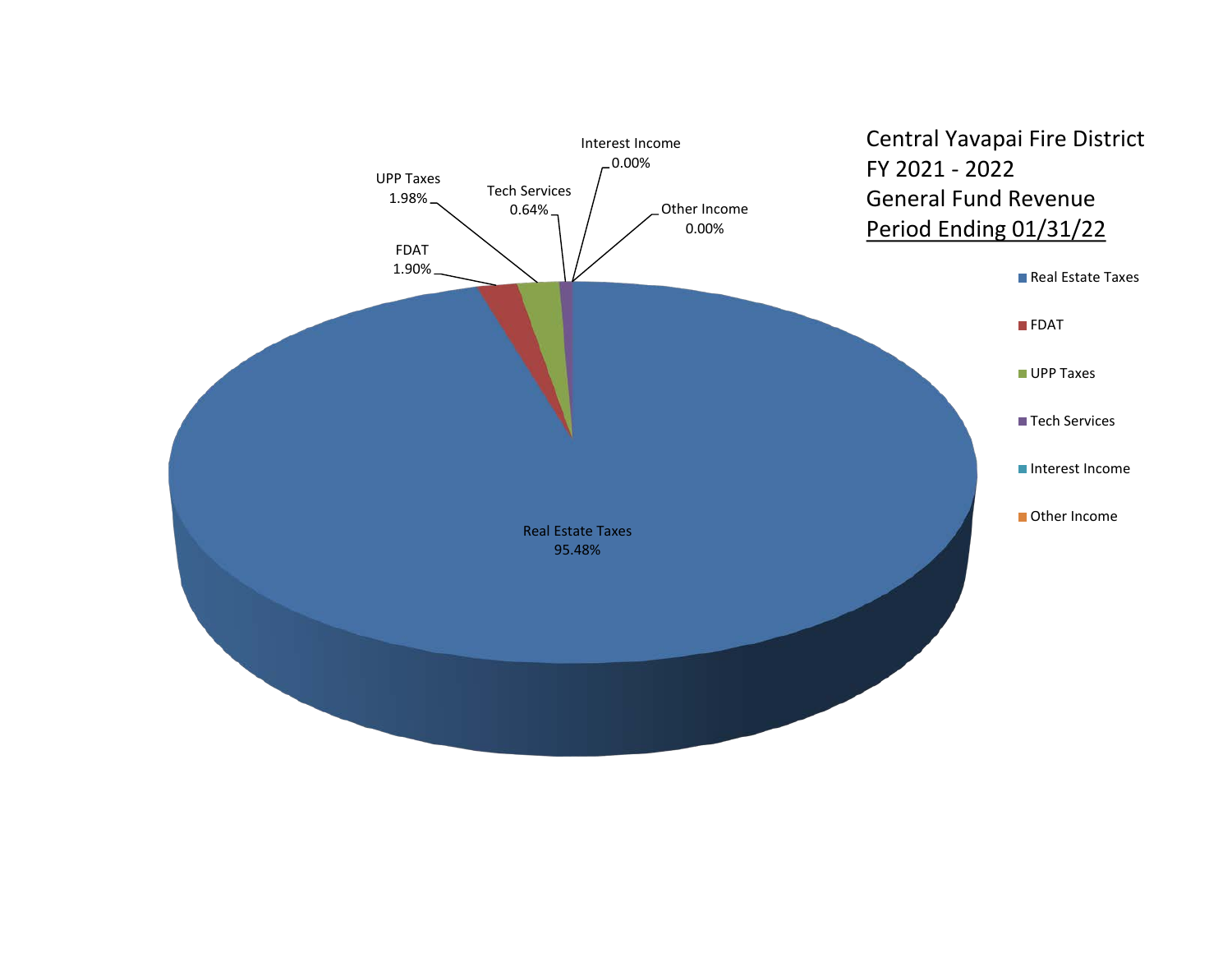# Central Yavapai Fire District
## FY 2021 - 2022
## General Fund Revenue
## Period Ending 01/31/22

| Revenue Source | Percentage |
|---|---|
| Real Estate Taxes | 95.48% |
| FDAT | 1.90% |
| UPP Taxes | 1.98% |
| Tech Services | 0.64% |
| Interest Income | 0.00% |
| Other Income | 0.00% |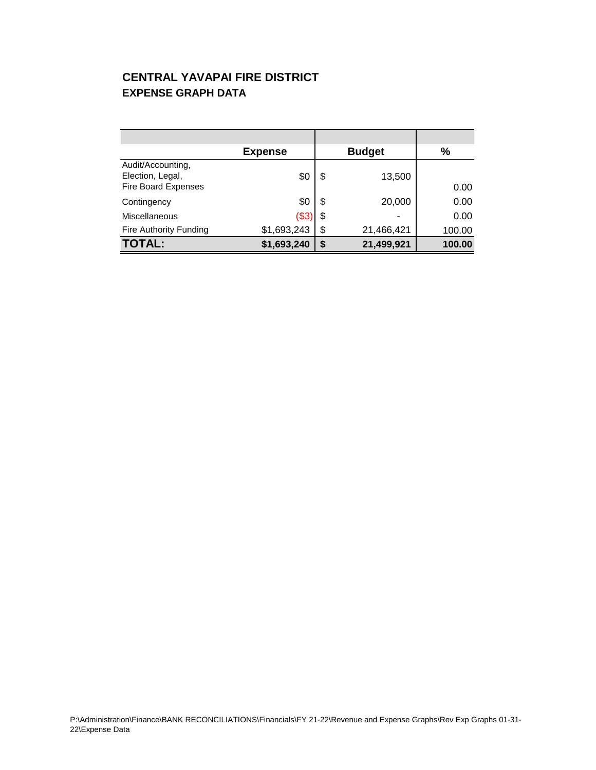## CENTRAL YAVAPAI FIRE DISTRICT

### EXPENSE GRAPH DATA

| | Expense | Budget | % |
|---|---|---|---|
| Audit/Accounting, Election, Legal, Fire Board Expenses | $0 | $ 13,500 | 0.00 |
| Contingency | $0 | $ 20,000 | 0.00 |
| Miscellaneous | ($3) | $ - | 0.00 |
| Fire Authority Funding | $1,693,243 | $ 21,466,421 | 100.00 |
| **TOTAL:** | **$1,693,240** | **$ 21,499,921** | **100.00** |

P:\Administration\Finance\BANK RECONCILIATIONS\Financials\FY 21-22\Revenue and Expense Graphs\Rev Exp Graphs 01-31-22\Expense Data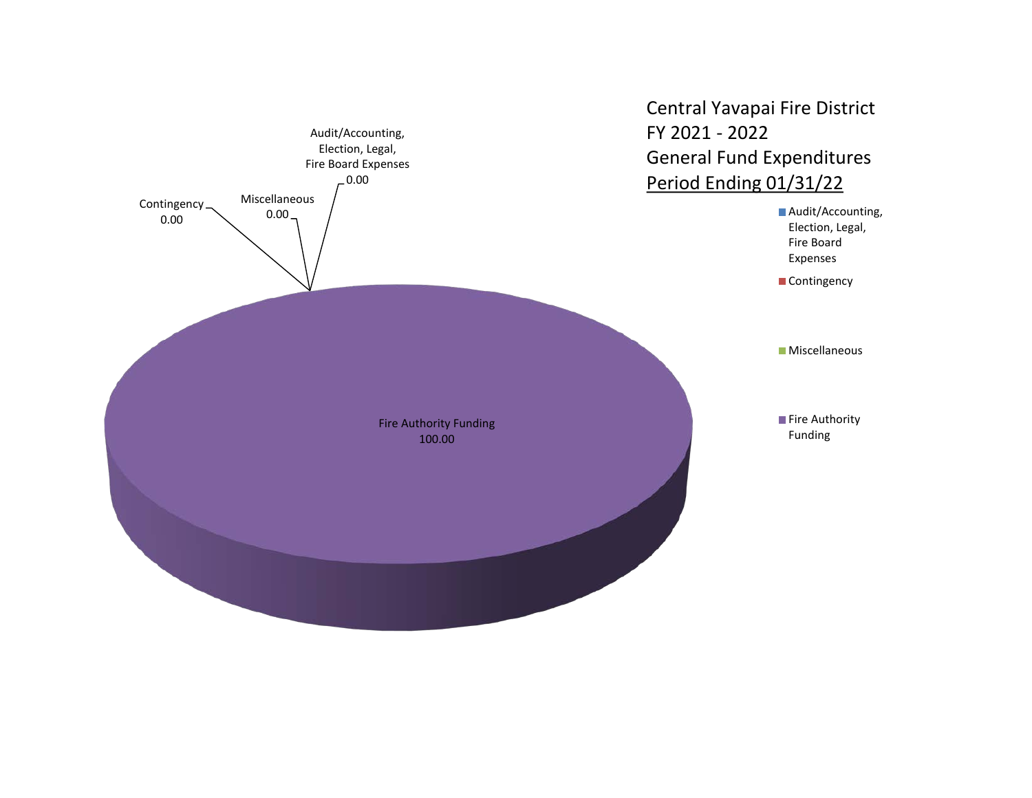Central Yavapai Fire District
FY 2021 - 2022
General Fund Expenditures
Period Ending 01/31/22

Audit/Accounting, Election, Legal, Fire Board Expenses
0.00

Contingency
0.00

Miscellaneous
0.00

Fire Authority Funding
100.00

- Audit/Accounting, Election, Legal, Fire Board Expenses
- Contingency
- Miscellaneous
- Fire Authority Funding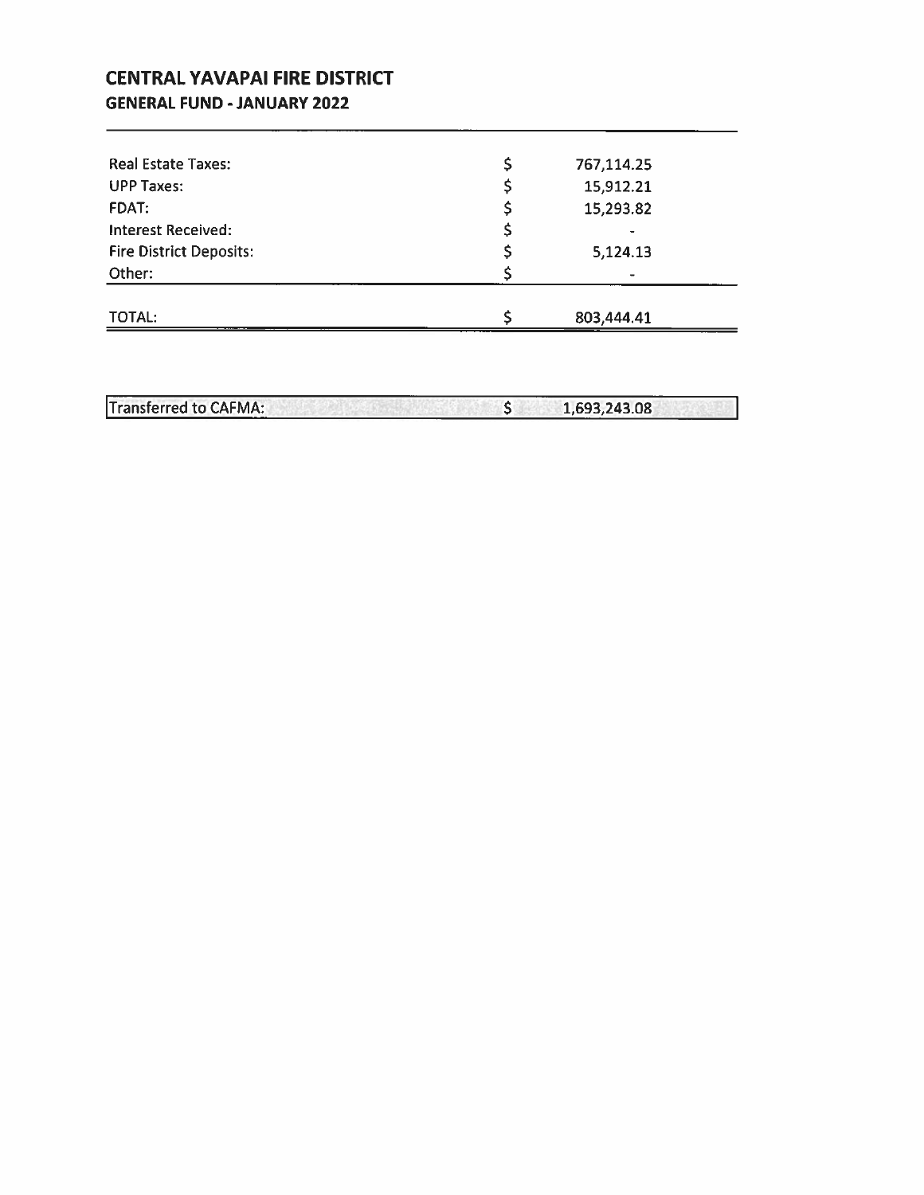# CENTRAL YAVAPAI FIRE DISTRICT

## GENERAL FUND - JANUARY 2022

| | | |
|---|---|---|
| Real Estate Taxes: | $ | 767,114.25 |
| UPP Taxes: | $ | 15,912.21 |
| FDAT: | $ | 15,293.82 |
| Interest Received: | $ | - |
| Fire District Deposits: | $ | 5,124.13 |
| Other: | $ | - |
| TOTAL: | $ | 803,444.41 |

| | | |
|---|---|---|
| Transferred to CAFMA: | $ | 1,693,243.08 |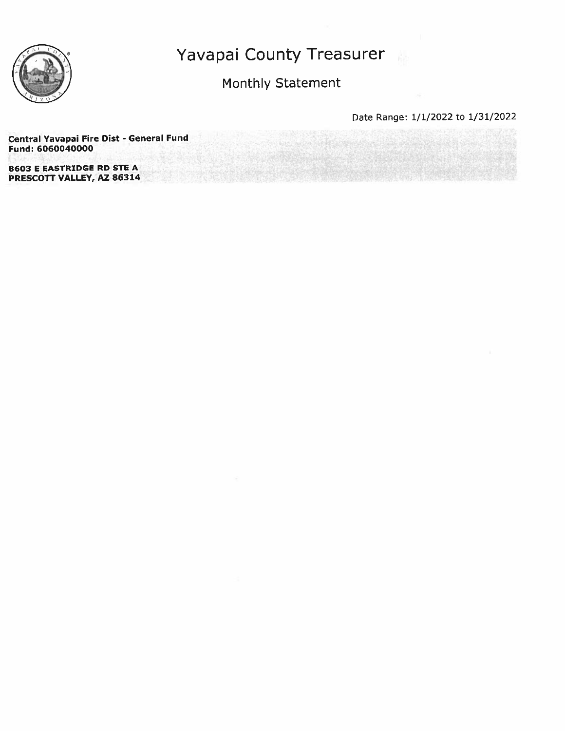# Yavapai County Treasurer

## Monthly Statement

Date Range: 1/1/2022 to 1/31/2022

**Central Yavapai Fire Dist - General Fund**
**Fund: 6060040000**

**8603 E EASTRIDGE RD STE A**
**PRESCOTT VALLEY, AZ 86314**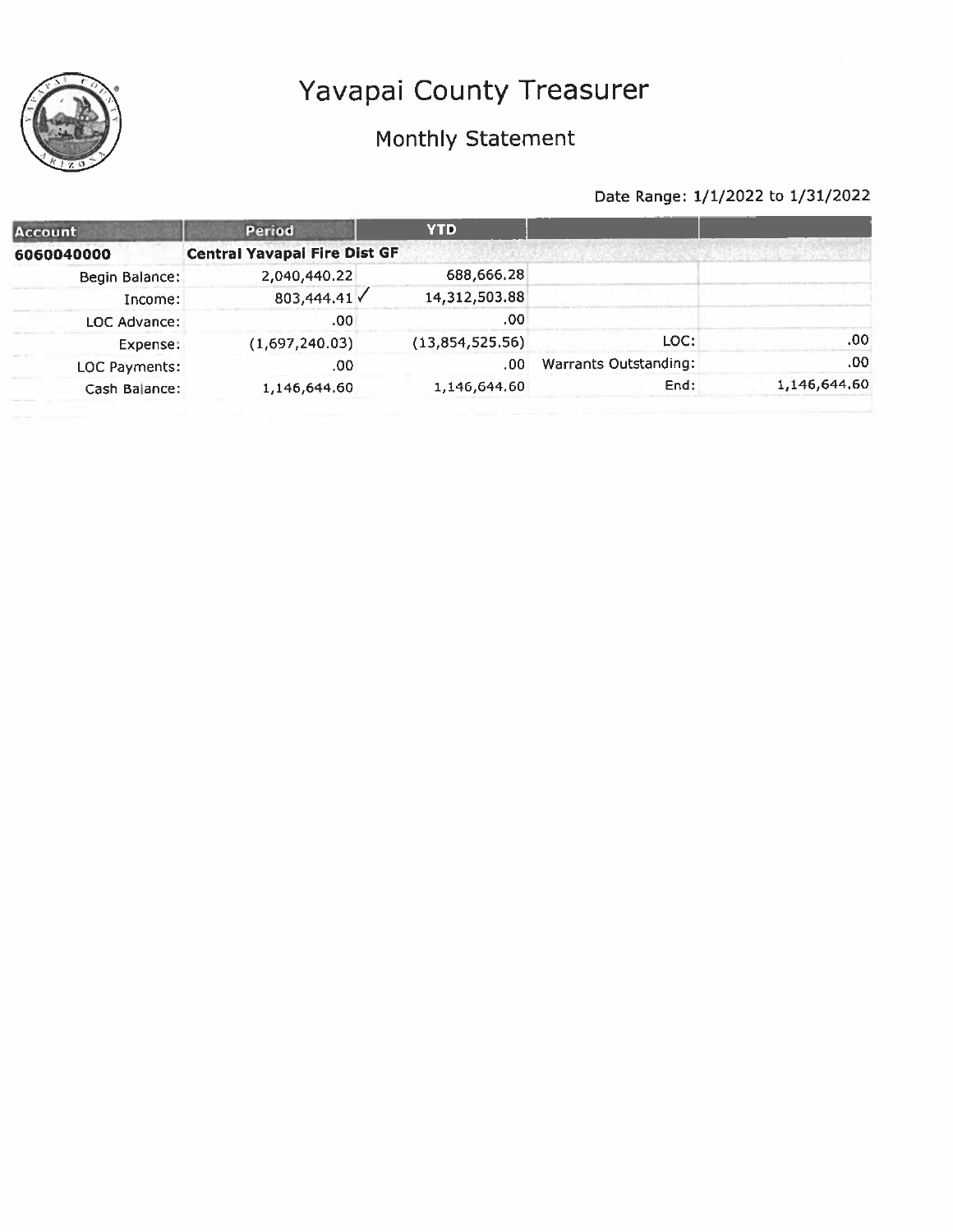# Yavapai County Treasurer

## Monthly Statement

Date Range: 1/1/2022 to 1/31/2022

| Account | Period | YTD | | |
|---|---|---|---|---|
| **6060040000** | **Central Yavapai Fire Dist GF** | | | |
| Begin Balance: | 2,040,440.22 | 688,666.28 | | |
| Income: | 803,444.41 ✓ | 14,312,503.88 | | |
| LOC Advance: | .00 | .00 | | |
| Expense: | (1,697,240.03) | (13,854,525.56) | LOC: | .00 |
| LOC Payments: | .00 | .00 | Warrants Outstanding: | .00 |
| Cash Balance: | 1,146,644.60 | 1,146,644.60 | End: | 1,146,644.60 |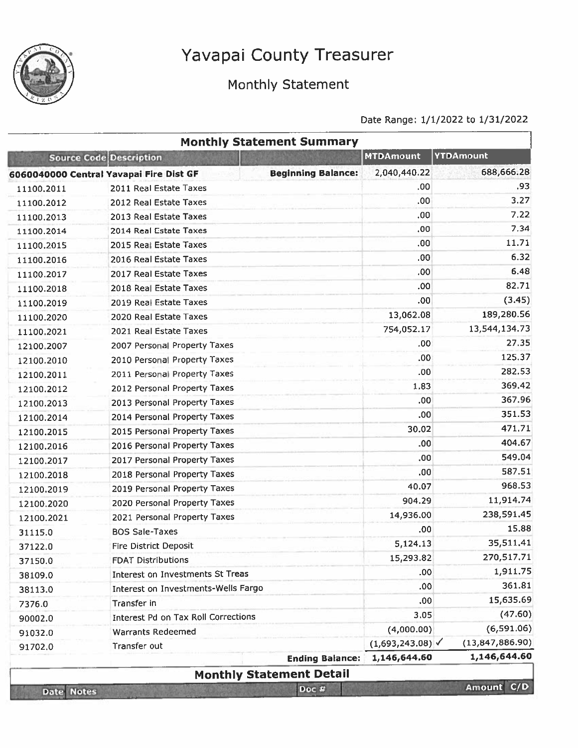# Yavapai County Treasurer

## Monthly Statement

Date Range: 1/1/2022 to 1/31/2022

### Monthly Statement Summary

| Source Code | Description | | MTDAmount | YTDAmount |
|---|---|---|---|---|
| 6060040000 Central Yavapai Fire Dist GF | | Beginning Balance: | 2,040,440.22 | 688,666.28 |
| 11100.2011 | 2011 Real Estate Taxes | | .00 | .93 |
| 11100.2012 | 2012 Real Estate Taxes | | .00 | 3.27 |
| 11100.2013 | 2013 Real Estate Taxes | | .00 | 7.22 |
| 11100.2014 | 2014 Real Estate Taxes | | .00 | 7.34 |
| 11100.2015 | 2015 Real Estate Taxes | | .00 | 11.71 |
| 11100.2016 | 2016 Real Estate Taxes | | .00 | 6.32 |
| 11100.2017 | 2017 Real Estate Taxes | | .00 | 6.48 |
| 11100.2018 | 2018 Real Estate Taxes | | .00 | 82.71 |
| 11100.2019 | 2019 Real Estate Taxes | | .00 | (3.45) |
| 11100.2020 | 2020 Real Estate Taxes | | 13,062.08 | 189,280.56 |
| 11100.2021 | 2021 Real Estate Taxes | | 754,052.17 | 13,544,134.73 |
| 12100.2007 | 2007 Personal Property Taxes | | .00 | 27.35 |
| 12100.2010 | 2010 Personal Property Taxes | | .00 | 125.37 |
| 12100.2011 | 2011 Personal Property Taxes | | .00 | 282.53 |
| 12100.2012 | 2012 Personal Property Taxes | | 1.83 | 369.42 |
| 12100.2013 | 2013 Personal Property Taxes | | .00 | 367.96 |
| 12100.2014 | 2014 Personal Property Taxes | | .00 | 351.53 |
| 12100.2015 | 2015 Personal Property Taxes | | 30.02 | 471.71 |
| 12100.2016 | 2016 Personal Property Taxes | | .00 | 404.67 |
| 12100.2017 | 2017 Personal Property Taxes | | .00 | 549.04 |
| 12100.2018 | 2018 Personal Property Taxes | | .00 | 587.51 |
| 12100.2019 | 2019 Personal Property Taxes | | 40.07 | 968.53 |
| 12100.2020 | 2020 Personal Property Taxes | | 904.29 | 11,914.74 |
| 12100.2021 | 2021 Personal Property Taxes | | 14,936.00 | 238,591.45 |
| 31115.0 | BOS Sale-Taxes | | .00 | 15.88 |
| 37122.0 | Fire District Deposit | | 5,124.13 | 35,511.41 |
| 37150.0 | FDAT Distributions | | 15,293.82 | 270,517.71 |
| 38109.0 | Interest on Investments St Treas | | .00 | 1,911.75 |
| 38113.0 | Interest on Investments-Wells Fargo | | .00 | 361.81 |
| 7376.0 | Transfer in | | .00 | 15,635.69 |
| 90002.0 | Interest Pd on Tax Roll Corrections | | 3.05 | (47.60) |
| 91032.0 | Warrants Redeemed | | (4,000.00) | (6,591.06) |
| 91702.0 | Transfer out | | (1,693,243.08) ✓ | (13,847,886.90) |
| | | Ending Balance: | 1,146,644.60 | 1,146,644.60 |

### Monthly Statement Detail

| Date | Notes | Doc # | Amount | C/D |
|---|---|---|---|---|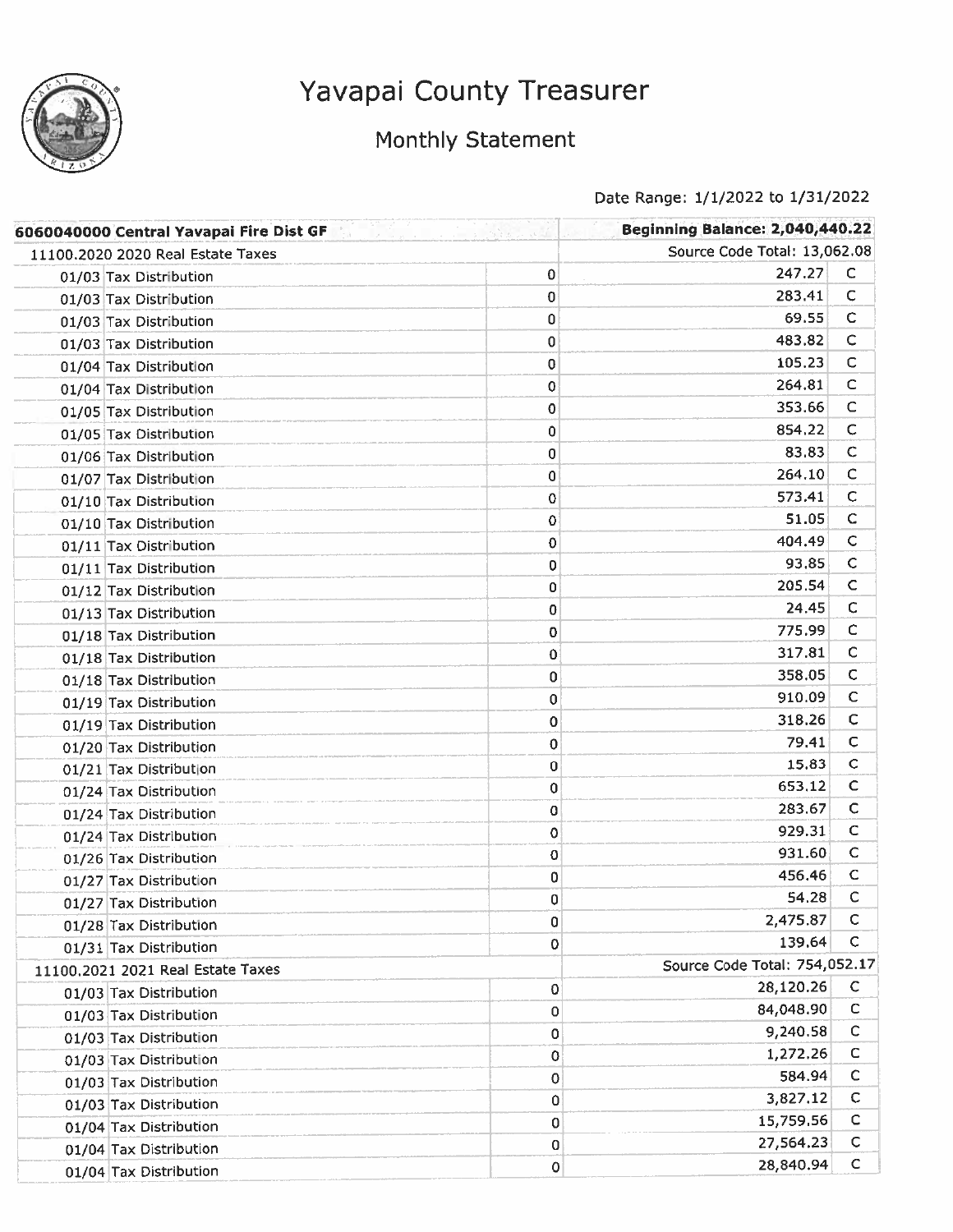# Yavapai County Treasurer

## Monthly Statement

Date Range: 1/1/2022 to 1/31/2022

| 6060040000 Central Yavapai Fire Dist GF | | Beginning Balance: 2,040,440.22 | |
|---|---|---|---|
| 11100.2020 2020 Real Estate Taxes | | Source Code Total: 13,062.08 | |
| 01/03 Tax Distribution | 0 | 247.27 | C |
| 01/03 Tax Distribution | 0 | 283.41 | C |
| 01/03 Tax Distribution | 0 | 69.55 | C |
| 01/03 Tax Distribution | 0 | 483.82 | C |
| 01/04 Tax Distribution | 0 | 105.23 | C |
| 01/04 Tax Distribution | 0 | 264.81 | C |
| 01/05 Tax Distribution | 0 | 353.66 | C |
| 01/05 Tax Distribution | 0 | 854.22 | C |
| 01/06 Tax Distribution | 0 | 83.83 | C |
| 01/07 Tax Distribution | 0 | 264.10 | C |
| 01/10 Tax Distribution | 0 | 573.41 | C |
| 01/10 Tax Distribution | 0 | 51.05 | C |
| 01/11 Tax Distribution | 0 | 404.49 | C |
| 01/11 Tax Distribution | 0 | 93.85 | C |
| 01/12 Tax Distribution | 0 | 205.54 | C |
| 01/13 Tax Distribution | 0 | 24.45 | C |
| 01/18 Tax Distribution | 0 | 775.99 | C |
| 01/18 Tax Distribution | 0 | 317.81 | C |
| 01/18 Tax Distribution | 0 | 358.05 | C |
| 01/19 Tax Distribution | 0 | 910.09 | C |
| 01/19 Tax Distribution | 0 | 318.26 | C |
| 01/20 Tax Distribution | 0 | 79.41 | C |
| 01/21 Tax Distribution | 0 | 15.83 | C |
| 01/24 Tax Distribution | 0 | 653.12 | C |
| 01/24 Tax Distribution | 0 | 283.67 | C |
| 01/24 Tax Distribution | 0 | 929.31 | C |
| 01/26 Tax Distribution | 0 | 931.60 | C |
| 01/27 Tax Distribution | 0 | 456.46 | C |
| 01/27 Tax Distribution | 0 | 54.28 | C |
| 01/28 Tax Distribution | 0 | 2,475.87 | C |
| 01/31 Tax Distribution | 0 | 139.64 | C |
| 11100.2021 2021 Real Estate Taxes | | Source Code Total: 754,052.17 | |
| 01/03 Tax Distribution | 0 | 28,120.26 | C |
| 01/03 Tax Distribution | 0 | 84,048.90 | C |
| 01/03 Tax Distribution | 0 | 9,240.58 | C |
| 01/03 Tax Distribution | 0 | 1,272.26 | C |
| 01/03 Tax Distribution | 0 | 584.94 | C |
| 01/03 Tax Distribution | 0 | 3,827.12 | C |
| 01/04 Tax Distribution | 0 | 15,759.56 | C |
| 01/04 Tax Distribution | 0 | 27,564.23 | C |
| 01/04 Tax Distribution | 0 | 28,840.94 | C |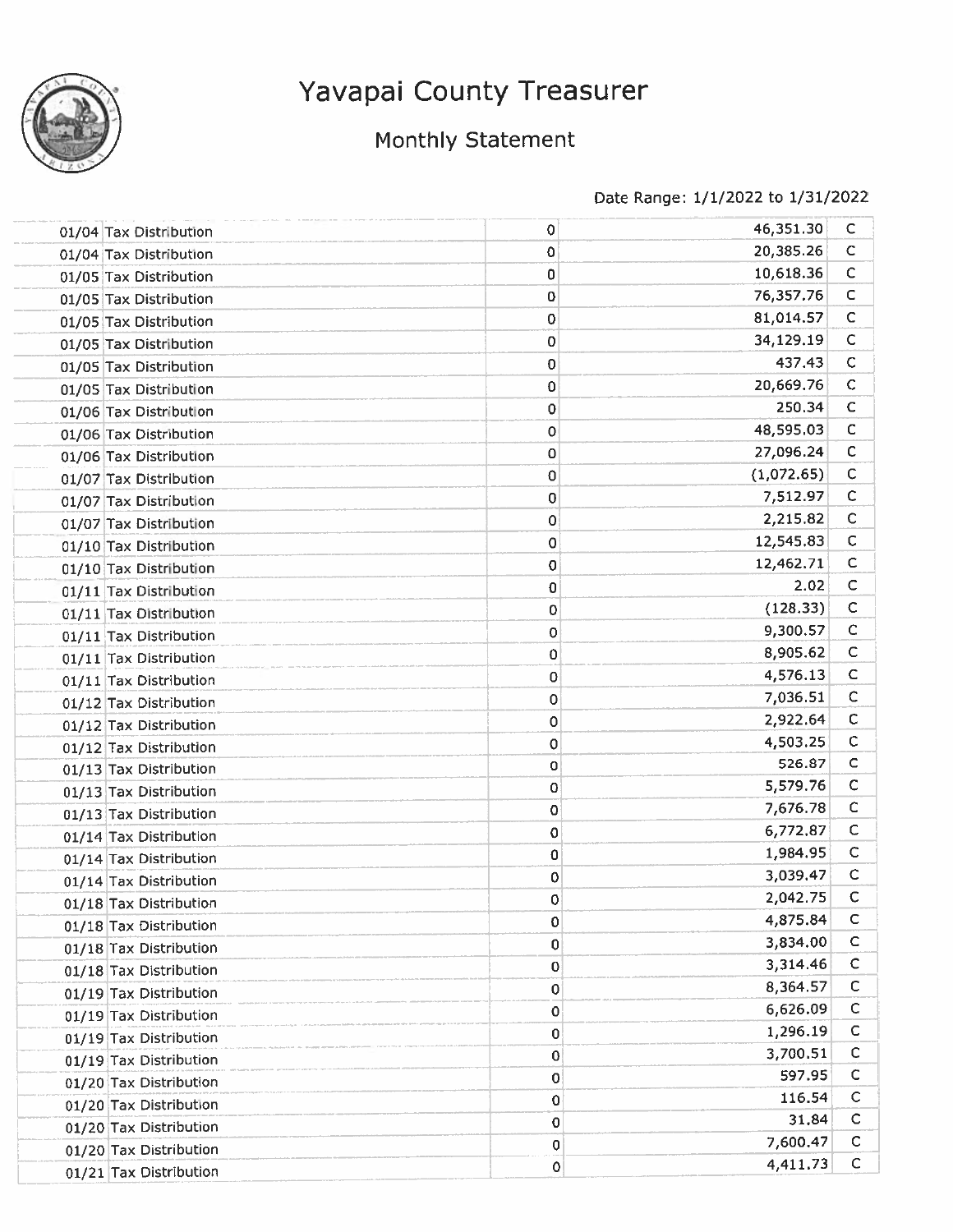# Yavapai County Treasurer

## Monthly Statement

Date Range: 1/1/2022 to 1/31/2022

| | | | |
|---|---|---|---|
| 01/04 Tax Distribution | 0 | 46,351.30 | C |
| 01/04 Tax Distribution | 0 | 20,385.26 | C |
| 01/05 Tax Distribution | 0 | 10,618.36 | C |
| 01/05 Tax Distribution | 0 | 76,357.76 | C |
| 01/05 Tax Distribution | 0 | 81,014.57 | C |
| 01/05 Tax Distribution | 0 | 34,129.19 | C |
| 01/05 Tax Distribution | 0 | 437.43 | C |
| 01/05 Tax Distribution | 0 | 20,669.76 | C |
| 01/06 Tax Distribution | 0 | 250.34 | C |
| 01/06 Tax Distribution | 0 | 48,595.03 | C |
| 01/06 Tax Distribution | 0 | 27,096.24 | C |
| 01/07 Tax Distribution | 0 | (1,072.65) | C |
| 01/07 Tax Distribution | 0 | 7,512.97 | C |
| 01/07 Tax Distribution | 0 | 2,215.82 | C |
| 01/10 Tax Distribution | 0 | 12,545.83 | C |
| 01/10 Tax Distribution | 0 | 12,462.71 | C |
| 01/11 Tax Distribution | 0 | 2.02 | C |
| 01/11 Tax Distribution | 0 | (128.33) | C |
| 01/11 Tax Distribution | 0 | 9,300.57 | C |
| 01/11 Tax Distribution | 0 | 8,905.62 | C |
| 01/11 Tax Distribution | 0 | 4,576.13 | C |
| 01/12 Tax Distribution | 0 | 7,036.51 | C |
| 01/12 Tax Distribution | 0 | 2,922.64 | C |
| 01/12 Tax Distribution | 0 | 4,503.25 | C |
| 01/13 Tax Distribution | 0 | 526.87 | C |
| 01/13 Tax Distribution | 0 | 5,579.76 | C |
| 01/13 Tax Distribution | 0 | 7,676.78 | C |
| 01/14 Tax Distribution | 0 | 6,772.87 | C |
| 01/14 Tax Distribution | 0 | 1,984.95 | C |
| 01/14 Tax Distribution | 0 | 3,039.47 | C |
| 01/18 Tax Distribution | 0 | 2,042.75 | C |
| 01/18 Tax Distribution | 0 | 4,875.84 | C |
| 01/18 Tax Distribution | 0 | 3,834.00 | C |
| 01/18 Tax Distribution | 0 | 3,314.46 | C |
| 01/19 Tax Distribution | 0 | 8,364.57 | C |
| 01/19 Tax Distribution | 0 | 6,626.09 | C |
| 01/19 Tax Distribution | 0 | 1,296.19 | C |
| 01/19 Tax Distribution | 0 | 3,700.51 | C |
| 01/20 Tax Distribution | 0 | 597.95 | C |
| 01/20 Tax Distribution | 0 | 116.54 | C |
| 01/20 Tax Distribution | 0 | 31.84 | C |
| 01/20 Tax Distribution | 0 | 7,600.47 | C |
| 01/21 Tax Distribution | 0 | 4,411.73 | C |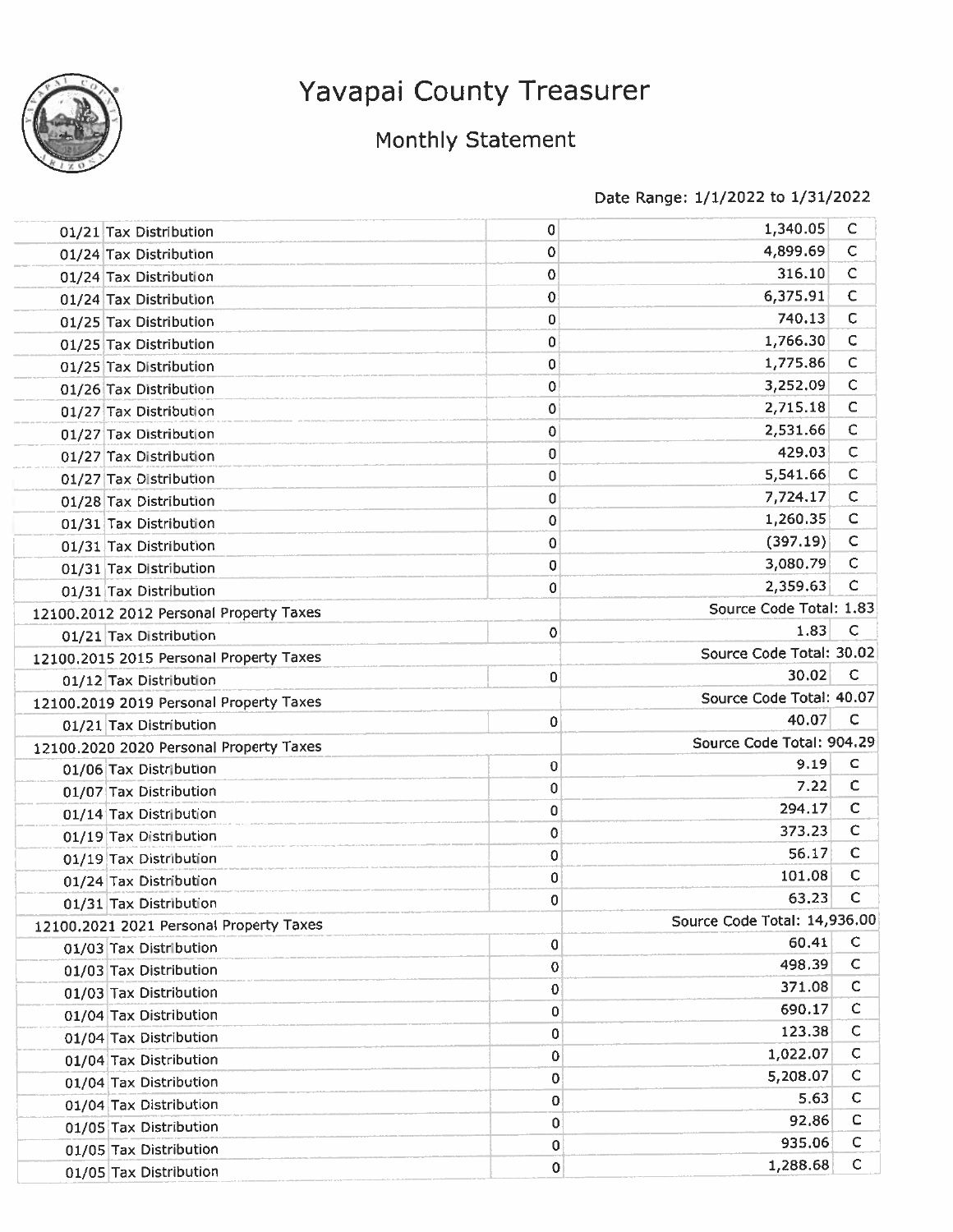# Yavapai County Treasurer

## Monthly Statement

Date Range: 1/1/2022 to 1/31/2022

| | | | |
|---|---|---|---|
| 01/21 Tax Distribution | 0 | 1,340.05 | C |
| 01/24 Tax Distribution | 0 | 4,899.69 | C |
| 01/24 Tax Distribution | 0 | 316.10 | C |
| 01/24 Tax Distribution | 0 | 6,375.91 | C |
| 01/25 Tax Distribution | 0 | 740.13 | C |
| 01/25 Tax Distribution | 0 | 1,766.30 | C |
| 01/25 Tax Distribution | 0 | 1,775.86 | C |
| 01/26 Tax Distribution | 0 | 3,252.09 | C |
| 01/27 Tax Distribution | 0 | 2,715.18 | C |
| 01/27 Tax Distribution | 0 | 2,531.66 | C |
| 01/27 Tax Distribution | 0 | 429.03 | C |
| 01/27 Tax Distribution | 0 | 5,541.66 | C |
| 01/28 Tax Distribution | 0 | 7,724.17 | C |
| 01/31 Tax Distribution | 0 | 1,260.35 | C |
| 01/31 Tax Distribution | 0 | (397.19) | C |
| 01/31 Tax Distribution | 0 | 3,080.79 | C |
| 01/31 Tax Distribution | 0 | 2,359.63 | C |
| 12100.2012 2012 Personal Property Taxes | | Source Code Total: 1.83 | |
| 01/21 Tax Distribution | 0 | 1.83 | C |
| 12100.2015 2015 Personal Property Taxes | | Source Code Total: 30.02 | |
| 01/12 Tax Distribution | 0 | 30.02 | C |
| 12100.2019 2019 Personal Property Taxes | | Source Code Total: 40.07 | |
| 01/21 Tax Distribution | 0 | 40.07 | C |
| 12100.2020 2020 Personal Property Taxes | | Source Code Total: 904.29 | |
| 01/06 Tax Distribution | 0 | 9.19 | C |
| 01/07 Tax Distribution | 0 | 7.22 | C |
| 01/14 Tax Distribution | 0 | 294.17 | C |
| 01/19 Tax Distribution | 0 | 373.23 | C |
| 01/19 Tax Distribution | 0 | 56.17 | C |
| 01/24 Tax Distribution | 0 | 101.08 | C |
| 01/31 Tax Distribution | 0 | 63.23 | C |
| 12100.2021 2021 Personal Property Taxes | | Source Code Total: 14,936.00 | |
| 01/03 Tax Distribution | 0 | 60.41 | C |
| 01/03 Tax Distribution | 0 | 498.39 | C |
| 01/03 Tax Distribution | 0 | 371.08 | C |
| 01/04 Tax Distribution | 0 | 690.17 | C |
| 01/04 Tax Distribution | 0 | 123.38 | C |
| 01/04 Tax Distribution | 0 | 1,022.07 | C |
| 01/04 Tax Distribution | 0 | 5,208.07 | C |
| 01/04 Tax Distribution | 0 | 5.63 | C |
| 01/05 Tax Distribution | 0 | 92.86 | C |
| 01/05 Tax Distribution | 0 | 935.06 | C |
| 01/05 Tax Distribution | 0 | 1,288.68 | C |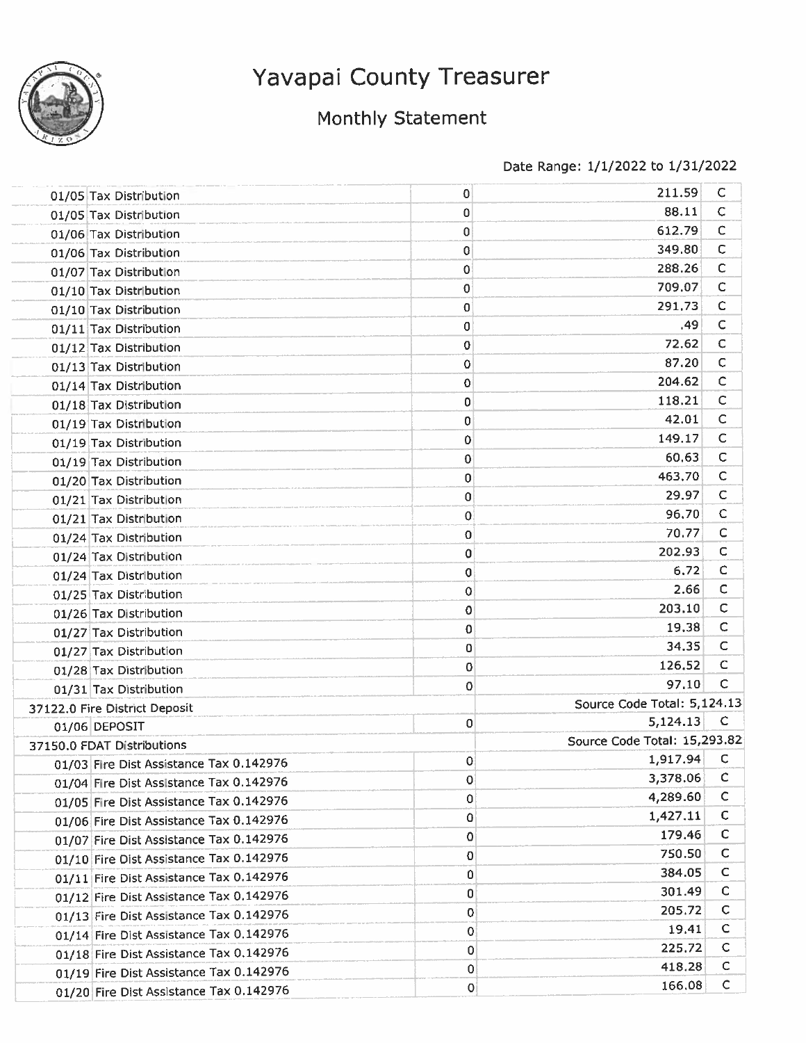# Yavapai County Treasurer

## Monthly Statement

Date Range: 1/1/2022 to 1/31/2022

| | | | |
|---|---|---|---|
| 01/05 Tax Distribution | 0 | 211.59 | C |
| 01/05 Tax Distribution | 0 | 88.11 | C |
| 01/06 Tax Distribution | 0 | 612.79 | C |
| 01/06 Tax Distribution | 0 | 349.80 | C |
| 01/07 Tax Distribution | 0 | 288.26 | C |
| 01/10 Tax Distribution | 0 | 709.07 | C |
| 01/10 Tax Distribution | 0 | 291.73 | C |
| 01/11 Tax Distribution | 0 | .49 | C |
| 01/12 Tax Distribution | 0 | 72.62 | C |
| 01/13 Tax Distribution | 0 | 87.20 | C |
| 01/14 Tax Distribution | 0 | 204.62 | C |
| 01/18 Tax Distribution | 0 | 118.21 | C |
| 01/19 Tax Distribution | 0 | 42.01 | C |
| 01/19 Tax Distribution | 0 | 149.17 | C |
| 01/19 Tax Distribution | 0 | 60.63 | C |
| 01/20 Tax Distribution | 0 | 463.70 | C |
| 01/21 Tax Distribution | 0 | 29.97 | C |
| 01/21 Tax Distribution | 0 | 96.70 | C |
| 01/24 Tax Distribution | 0 | 70.77 | C |
| 01/24 Tax Distribution | 0 | 202.93 | C |
| 01/24 Tax Distribution | 0 | 6.72 | C |
| 01/25 Tax Distribution | 0 | 2.66 | C |
| 01/26 Tax Distribution | 0 | 203.10 | C |
| 01/27 Tax Distribution | 0 | 19.38 | C |
| 01/27 Tax Distribution | 0 | 34.35 | C |
| 01/28 Tax Distribution | 0 | 126.52 | C |
| 01/31 Tax Distribution | 0 | 97.10 | C |
| 37122.0 Fire District Deposit | | Source Code Total: 5,124.13 | |
| 01/06 DEPOSIT | 0 | 5,124.13 | C |
| 37150.0 FDAT Distributions | | Source Code Total: 15,293.82 | |
| 01/03 Fire Dist Assistance Tax 0.142976 | 0 | 1,917.94 | C |
| 01/04 Fire Dist Assistance Tax 0.142976 | 0 | 3,378.06 | C |
| 01/05 Fire Dist Assistance Tax 0.142976 | 0 | 4,289.60 | C |
| 01/06 Fire Dist Assistance Tax 0.142976 | 0 | 1,427.11 | C |
| 01/07 Fire Dist Assistance Tax 0.142976 | 0 | 179.46 | C |
| 01/10 Fire Dist Assistance Tax 0.142976 | 0 | 750.50 | C |
| 01/11 Fire Dist Assistance Tax 0.142976 | 0 | 384.05 | C |
| 01/12 Fire Dist Assistance Tax 0.142976 | 0 | 301.49 | C |
| 01/13 Fire Dist Assistance Tax 0.142976 | 0 | 205.72 | C |
| 01/14 Fire Dist Assistance Tax 0.142976 | 0 | 19.41 | C |
| 01/18 Fire Dist Assistance Tax 0.142976 | 0 | 225.72 | C |
| 01/19 Fire Dist Assistance Tax 0.142976 | 0 | 418.28 | C |
| 01/20 Fire Dist Assistance Tax 0.142976 | 0 | 166.08 | C |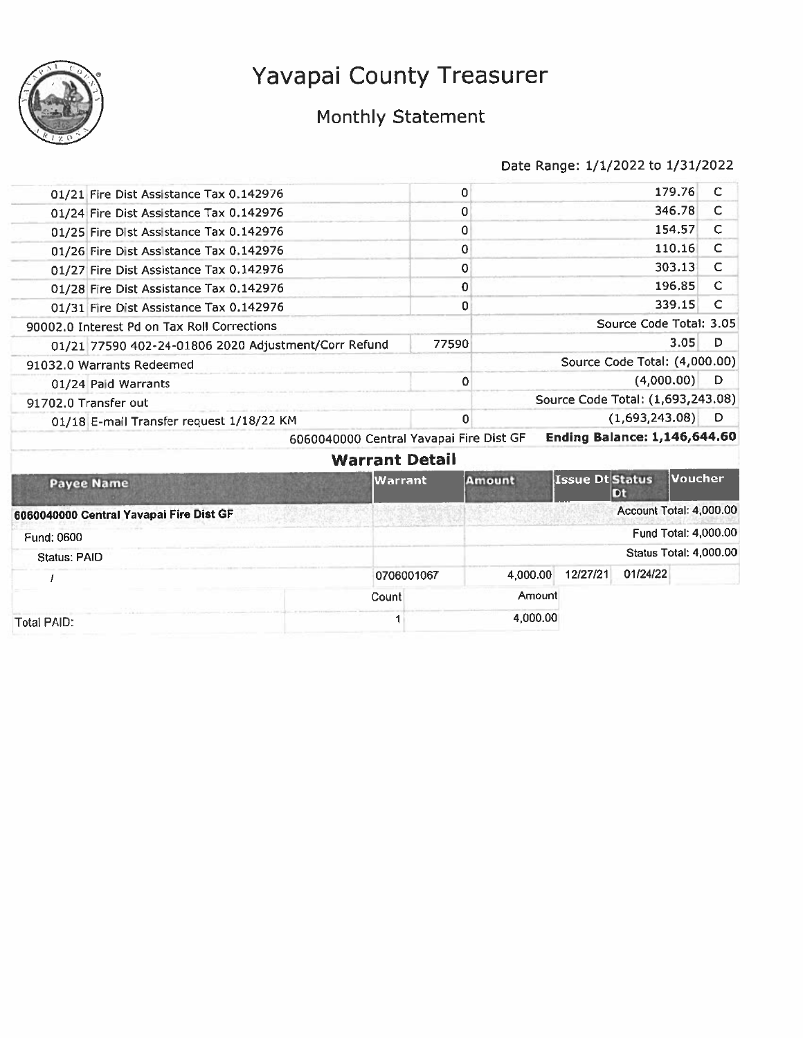# Yavapai County Treasurer

## Monthly Statement

Date Range: 1/1/2022 to 1/31/2022

| | | | | |
|---|---|---|---|---|
| 01/21 | Fire Dist Assistance Tax 0.142976 | 0 | 179.76 | C |
| 01/24 | Fire Dist Assistance Tax 0.142976 | 0 | 346.78 | C |
| 01/25 | Fire Dist Assistance Tax 0.142976 | 0 | 154.57 | C |
| 01/26 | Fire Dist Assistance Tax 0.142976 | 0 | 110.16 | C |
| 01/27 | Fire Dist Assistance Tax 0.142976 | 0 | 303.13 | C |
| 01/28 | Fire Dist Assistance Tax 0.142976 | 0 | 196.85 | C |
| 01/31 | Fire Dist Assistance Tax 0.142976 | 0 | 339.15 | C |
| 90002.0 Interest Pd on Tax Roll Corrections | | | Source Code Total: 3.05 | |
| 01/21 | 77590 402-24-01806 2020 Adjustment/Corr Refund | 77590 | 3.05 | D |
| 91032.0 Warrants Redeemed | | | Source Code Total: (4,000.00) | |
| 01/24 | Paid Warrants | 0 | (4,000.00) | D |
| 91702.0 Transfer out | | | Source Code Total: (1,693,243.08) | |
| 01/18 | E-mail Transfer request 1/18/22 KM | 0 | (1,693,243.08) | D |
| | 6060040000 Central Yavapai Fire Dist GF | | **Ending Balance: 1,146,644.60** | |

### Warrant Detail

| Payee Name | Warrant | Amount | Issue Dt | Status Dt | Voucher |
|---|---|---|---|---|---|
| **6060040000 Central Yavapai Fire Dist GF** | | | | Account Total: 4,000.00 | |
| Fund: 0600 | | | | Fund Total: 4,000.00 | |
| Status: PAID | | | | Status Total: 4,000.00 | |
| / | 0706001067 | 4,000.00 | 12/27/21 | 01/24/22 | |

| | Count | Amount |
|---|---|---|
| Total PAID: | 1 | 4,000.00 |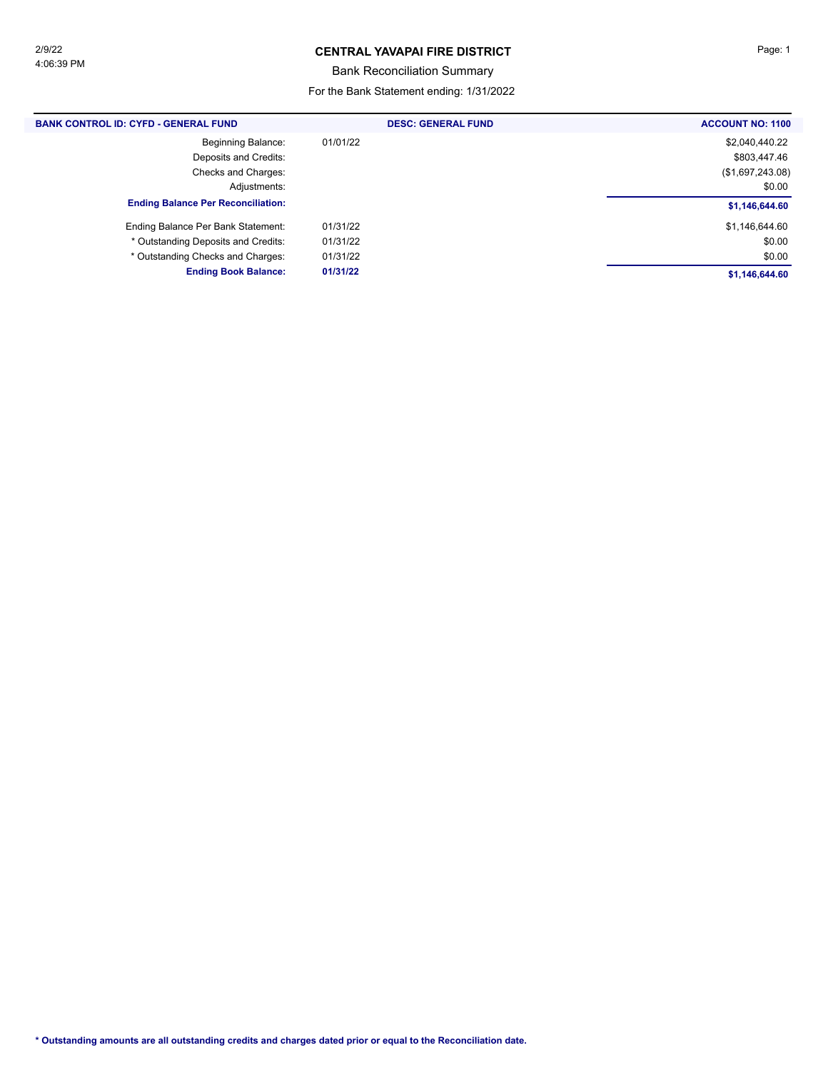# CENTRAL YAVAPAI FIRE DISTRICT

## Bank Reconciliation Summary

For the Bank Statement ending: 1/31/2022

| BANK CONTROL ID: CYFD - GENERAL FUND | DESC: GENERAL FUND | ACCOUNT NO: 1100 |
|---|---|---|
| Beginning Balance: | 01/01/22 | $2,040,440.22 |
| Deposits and Credits: | | $803,447.46 |
| Checks and Charges: | | ($1,697,243.08) |
| Adjustments: | | $0.00 |
| **Ending Balance Per Reconciliation:** | | **$1,146,644.60** |
| Ending Balance Per Bank Statement: | 01/31/22 | $1,146,644.60 |
| * Outstanding Deposits and Credits: | 01/31/22 | $0.00 |
| * Outstanding Checks and Charges: | 01/31/22 | $0.00 |
| **Ending Book Balance:** | **01/31/22** | **$1,146,644.60** |

**\* Outstanding amounts are all outstanding credits and charges dated prior or equal to the Reconciliation date.**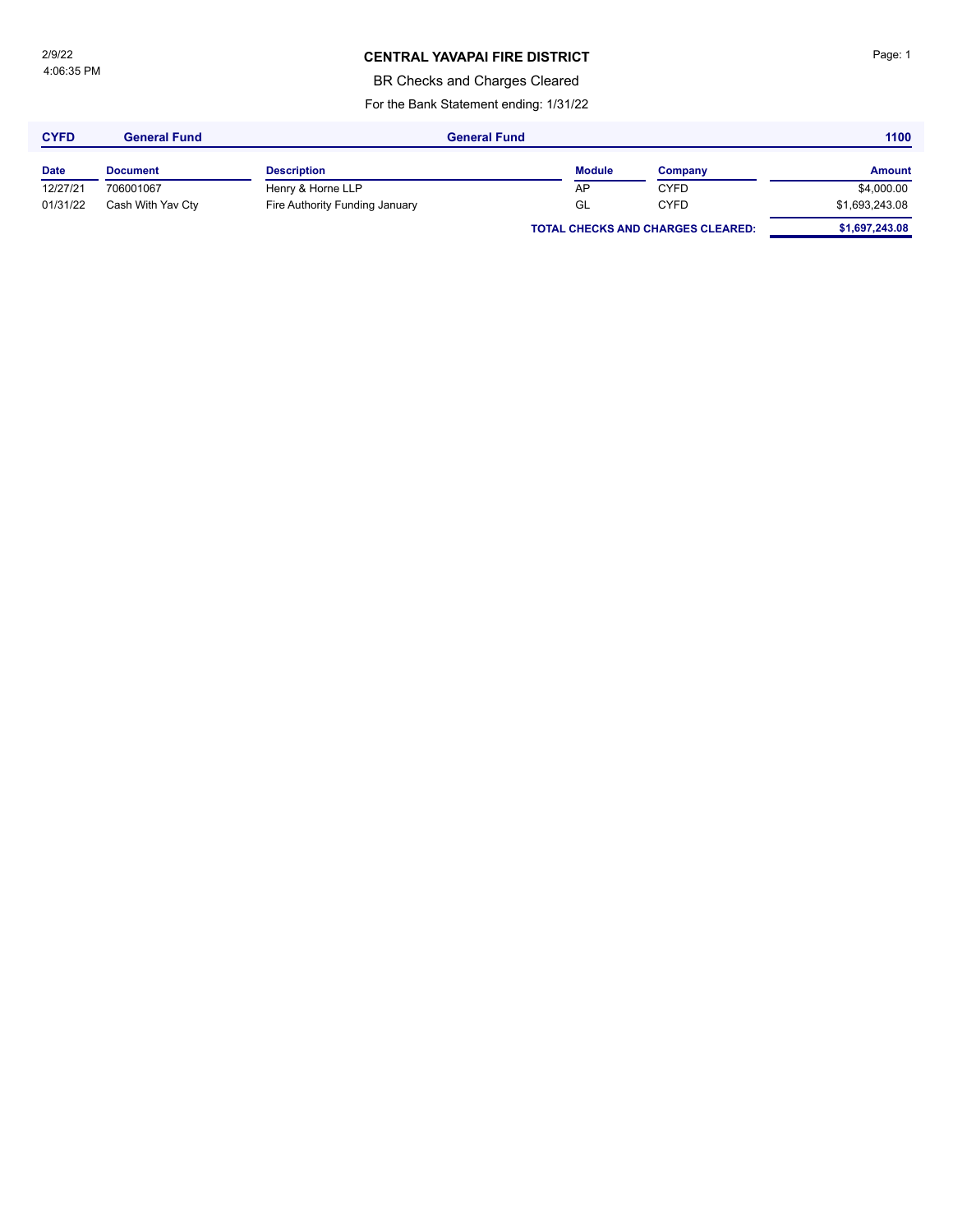2/9/22
4:06:35 PM

# CENTRAL YAVAPAI FIRE DISTRICT

BR Checks and Charges Cleared

For the Bank Statement ending: 1/31/22

| CYFD | General Fund | General Fund | | | 1100 |
|---|---|---|---|---|---|
| **Date** | **Document** | **Description** | **Module** | **Company** | **Amount** |
| 12/27/21 | 706001067 | Henry & Horne LLP | AP | CYFD | $4,000.00 |
| 01/31/22 | Cash With Yav Cty | Fire Authority Funding January | GL | CYFD | $1,693,243.08 |
| | | | **TOTAL CHECKS AND CHARGES CLEARED:** | | **$1,697,243.08** |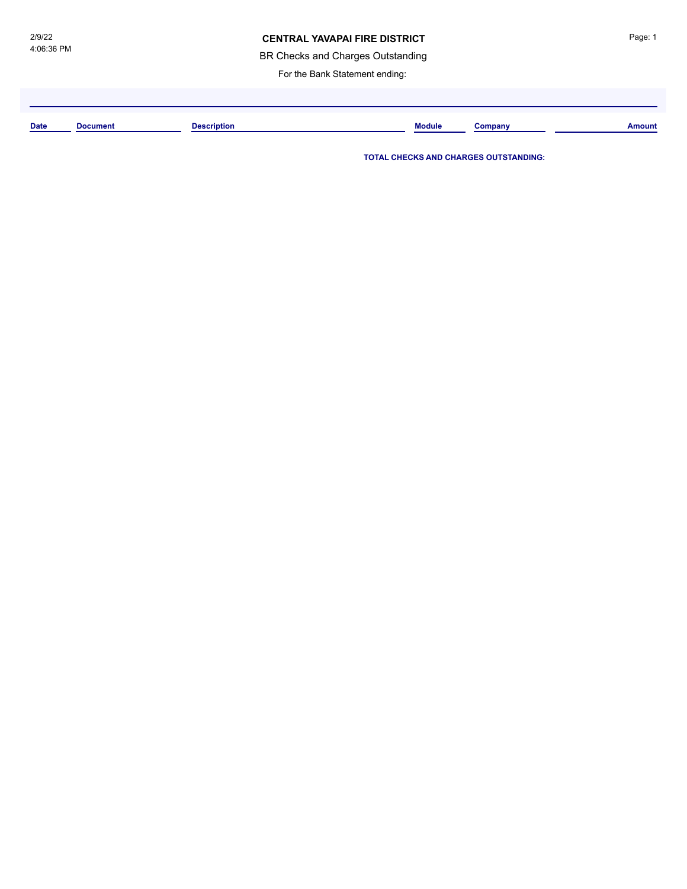# CENTRAL YAVAPAI FIRE DISTRICT

BR Checks and Charges Outstanding

For the Bank Statement ending:

| Date | Document | Description | Module | Company | Amount |
|---|---|---|---|---|---|

**TOTAL CHECKS AND CHARGES OUTSTANDING:**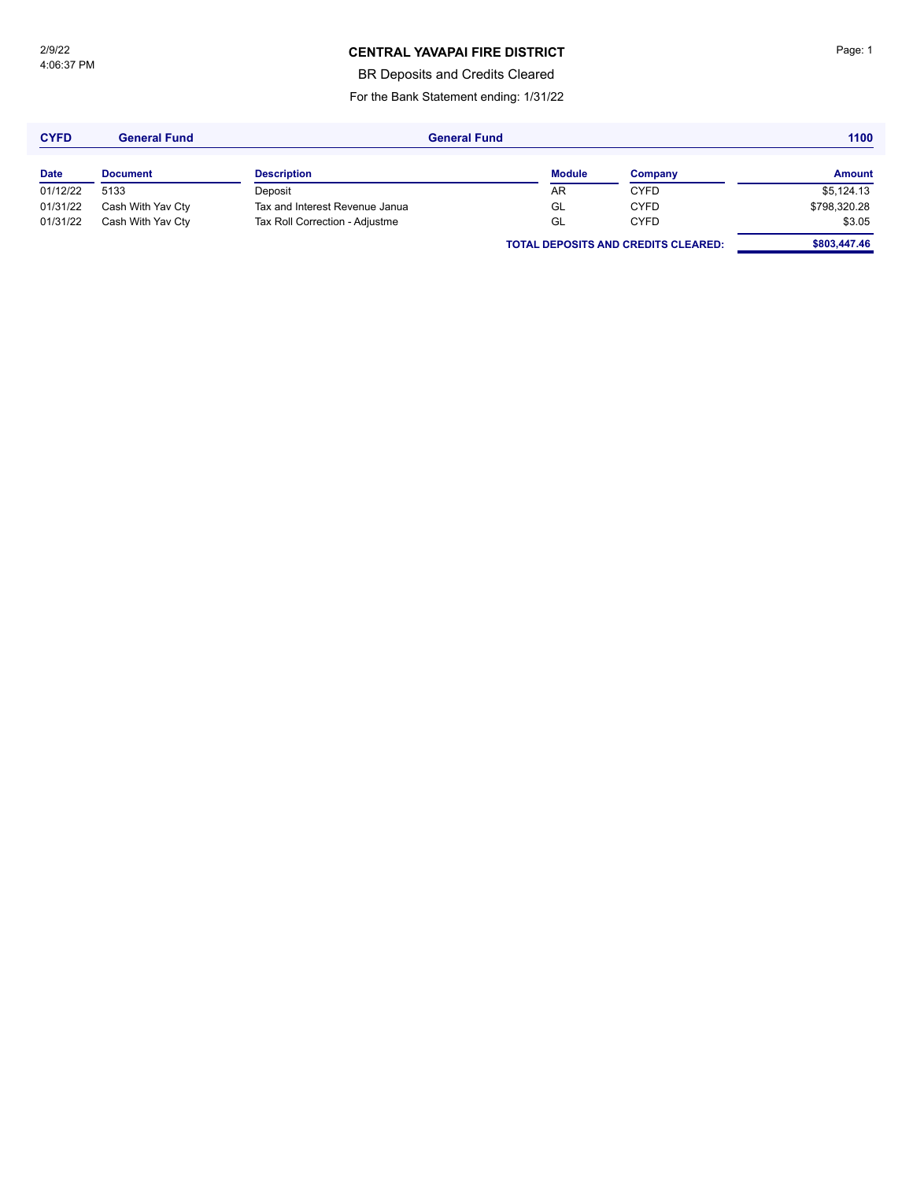# CENTRAL YAVAPAI FIRE DISTRICT

BR Deposits and Credits Cleared

For the Bank Statement ending: 1/31/22

**CYFD** **General Fund** **General Fund** **1100**

| Date | Document | Description | Module | Company | Amount |
|---|---|---|---|---|---|
| 01/12/22 | 5133 | Deposit | AR | CYFD | $5,124.13 |
| 01/31/22 | Cash With Yav Cty | Tax and Interest Revenue Janua | GL | CYFD | $798,320.28 |
| 01/31/22 | Cash With Yav Cty | Tax Roll Correction - Adjustme | GL | CYFD | $3.05 |
| | | | **TOTAL DEPOSITS AND CREDITS CLEARED:** | | **$803,447.46** |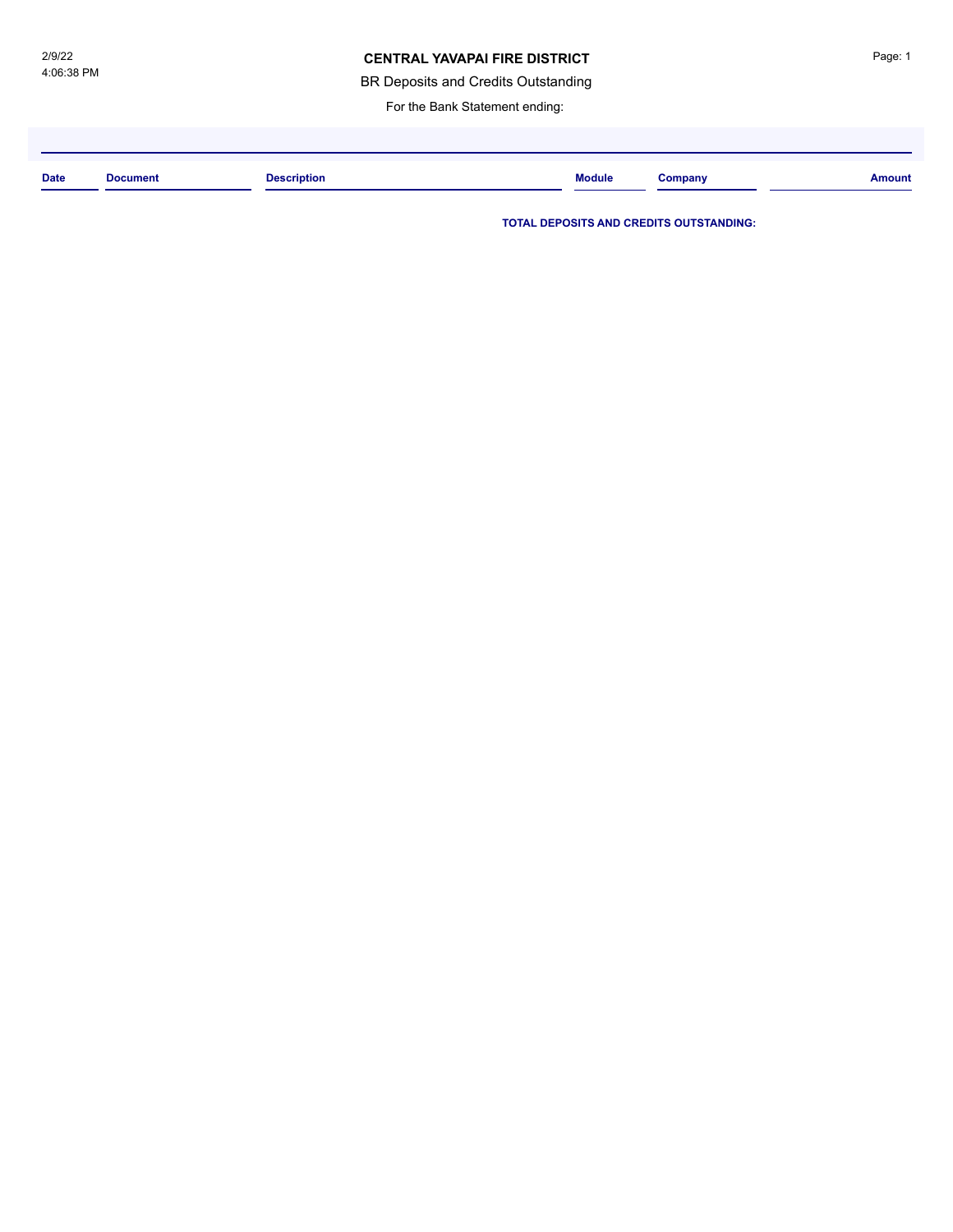**CENTRAL YAVAPAI FIRE DISTRICT**

BR Deposits and Credits Outstanding

For the Bank Statement ending:

| Date | Document | Description | Module | Company | Amount |
| --- | --- | --- | --- | --- | --- |

**TOTAL DEPOSITS AND CREDITS OUTSTANDING:**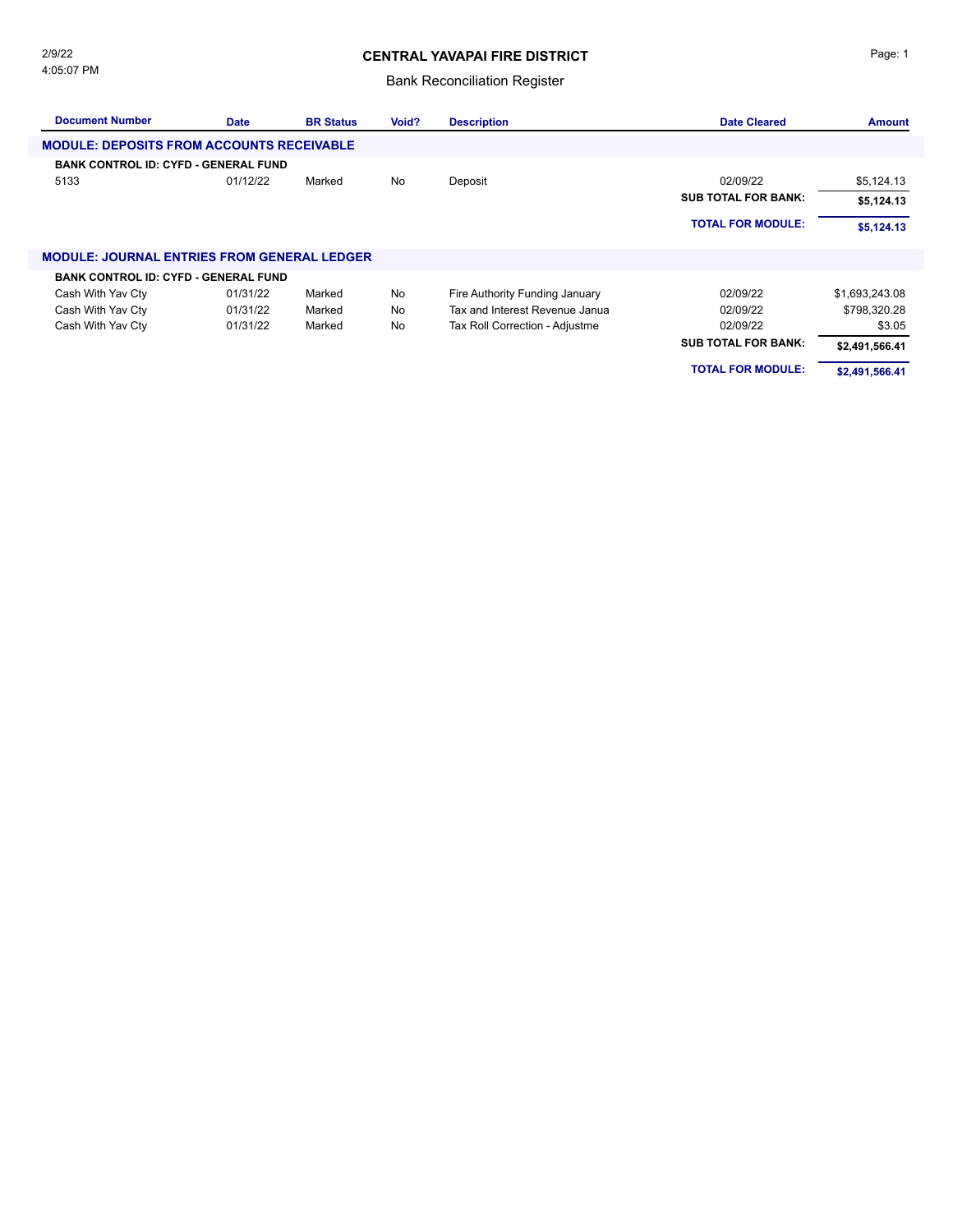# CENTRAL YAVAPAI FIRE DISTRICT

## Bank Reconciliation Register

2/9/22
4:05:07 PM

| Document Number | Date | BR Status | Void? | Description | Date Cleared | Amount |
|---|---|---|---|---|---|---|
| **MODULE: DEPOSITS FROM ACCOUNTS RECEIVABLE** | | | | | | |
| **BANK CONTROL ID: CYFD - GENERAL FUND** | | | | | | |
| 5133 | 01/12/22 | Marked | No | Deposit | 02/09/22 | $5,124.13 |
| | | | | | **SUB TOTAL FOR BANK:** | **$5,124.13** |
| | | | | | **TOTAL FOR MODULE:** | **$5,124.13** |
| **MODULE: JOURNAL ENTRIES FROM GENERAL LEDGER** | | | | | | |
| **BANK CONTROL ID: CYFD - GENERAL FUND** | | | | | | |
| Cash With Yav Cty | 01/31/22 | Marked | No | Fire Authority Funding January | 02/09/22 | $1,693,243.08 |
| Cash With Yav Cty | 01/31/22 | Marked | No | Tax and Interest Revenue Janua | 02/09/22 | $798,320.28 |
| Cash With Yav Cty | 01/31/22 | Marked | No | Tax Roll Correction - Adjustme | 02/09/22 | $3.05 |
| | | | | | **SUB TOTAL FOR BANK:** | **$2,491,566.41** |
| | | | | | **TOTAL FOR MODULE:** | **$2,491,566.41** |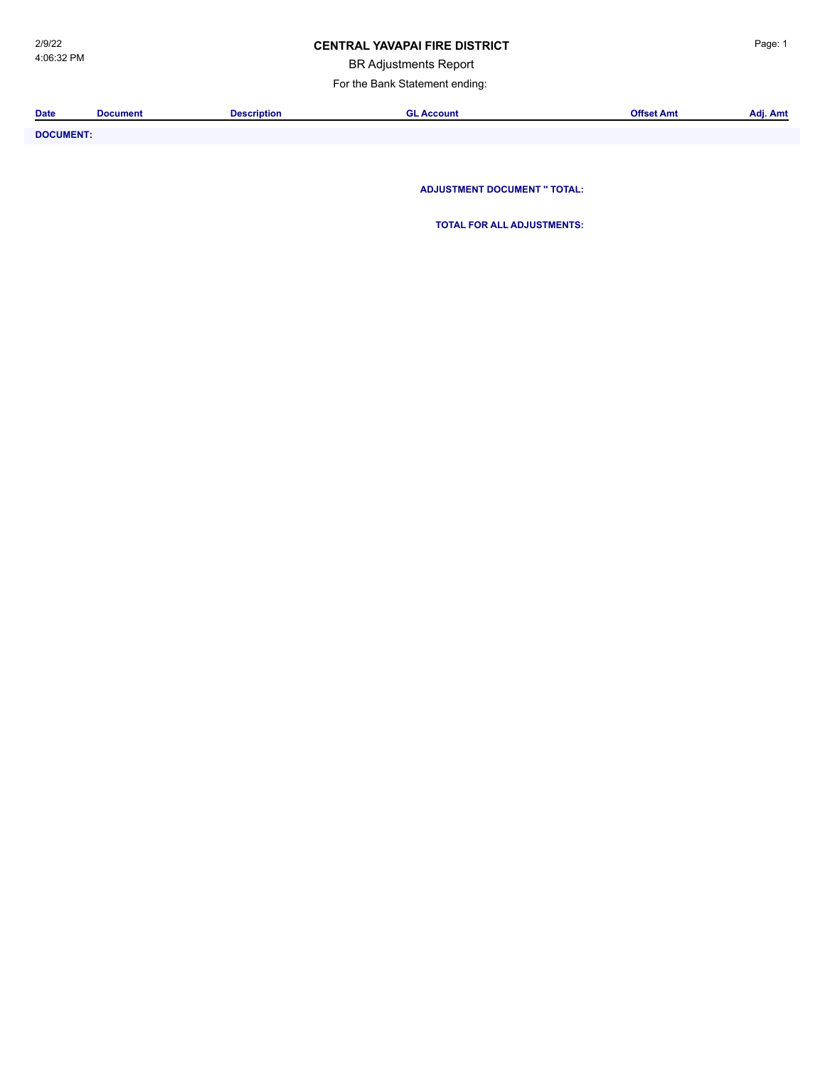**CENTRAL YAVAPAI FIRE DISTRICT**

2/9/22
4:06:32 PM

BR Adjustments Report

For the Bank Statement ending:

| Date | Document | Description | GL Account | Offset Amt | Adj. Amt |
|---|---|---|---|---|---|
| **DOCUMENT:** | | | | | |

**ADJUSTMENT DOCUMENT '' TOTAL:**

**TOTAL FOR ALL ADJUSTMENTS:**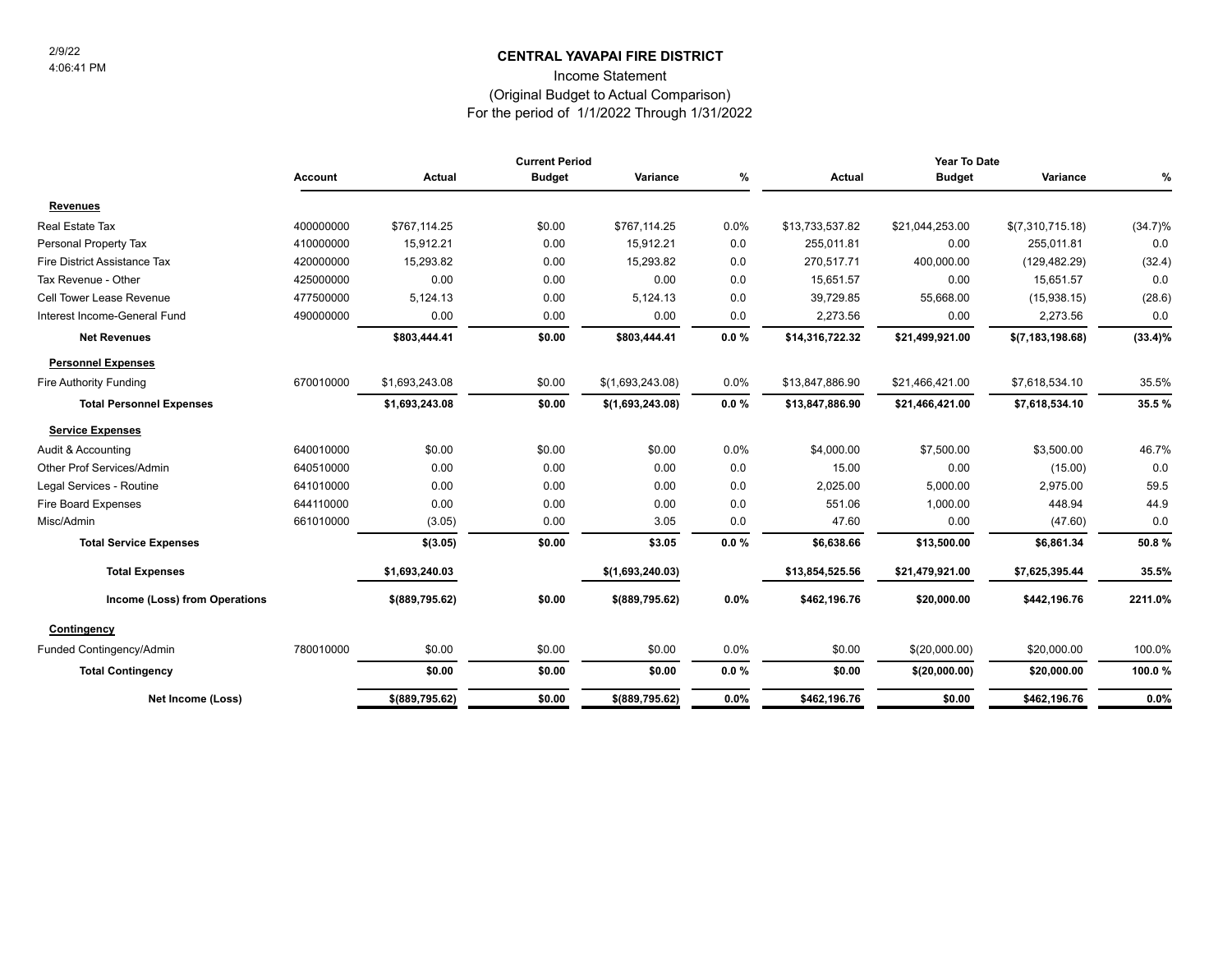2/9/22
4:06:41 PM

# CENTRAL YAVAPAI FIRE DISTRICT

## Income Statement

(Original Budget to Actual Comparison)

For the period of 1/1/2022 Through 1/31/2022

| | | Current Period | | | | Year To Date | | | |
|---|---|---|---|---|---|---|---|---|---|
| | Account | Actual | Budget | Variance | % | Actual | Budget | Variance | % |
| **Revenues** | | | | | | | | | |
| Real Estate Tax | 400000000 | $767,114.25 | $0.00 | $767,114.25 | 0.0% | $13,733,537.82 | $21,044,253.00 | $(7,310,715.18) | (34.7)% |
| Personal Property Tax | 410000000 | 15,912.21 | 0.00 | 15,912.21 | 0.0 | 255,011.81 | 0.00 | 255,011.81 | 0.0 |
| Fire District Assistance Tax | 420000000 | 15,293.82 | 0.00 | 15,293.82 | 0.0 | 270,517.71 | 400,000.00 | (129,482.29) | (32.4) |
| Tax Revenue - Other | 425000000 | 0.00 | 0.00 | 0.00 | 0.0 | 15,651.57 | 0.00 | 15,651.57 | 0.0 |
| Cell Tower Lease Revenue | 477500000 | 5,124.13 | 0.00 | 5,124.13 | 0.0 | 39,729.85 | 55,668.00 | (15,938.15) | (28.6) |
| Interest Income-General Fund | 490000000 | 0.00 | 0.00 | 0.00 | 0.0 | 2,273.56 | 0.00 | 2,273.56 | 0.0 |
| **Net Revenues** | | **$803,444.41** | **$0.00** | **$803,444.41** | **0.0 %** | **$14,316,722.32** | **$21,499,921.00** | **$(7,183,198.68)** | **(33.4)%** |
| **Personnel Expenses** | | | | | | | | | |
| Fire Authority Funding | 670010000 | $1,693,243.08 | $0.00 | $(1,693,243.08) | 0.0% | $13,847,886.90 | $21,466,421.00 | $7,618,534.10 | 35.5% |
| **Total Personnel Expenses** | | **$1,693,243.08** | **$0.00** | **$(1,693,243.08)** | **0.0 %** | **$13,847,886.90** | **$21,466,421.00** | **$7,618,534.10** | **35.5 %** |
| **Service Expenses** | | | | | | | | | |
| Audit & Accounting | 640010000 | $0.00 | $0.00 | $0.00 | 0.0% | $4,000.00 | $7,500.00 | $3,500.00 | 46.7% |
| Other Prof Services/Admin | 640510000 | 0.00 | 0.00 | 0.00 | 0.0 | 15.00 | 0.00 | (15.00) | 0.0 |
| Legal Services - Routine | 641010000 | 0.00 | 0.00 | 0.00 | 0.0 | 2,025.00 | 5,000.00 | 2,975.00 | 59.5 |
| Fire Board Expenses | 644110000 | 0.00 | 0.00 | 0.00 | 0.0 | 551.06 | 1,000.00 | 448.94 | 44.9 |
| Misc/Admin | 661010000 | (3.05) | 0.00 | 3.05 | 0.0 | 47.60 | 0.00 | (47.60) | 0.0 |
| **Total Service Expenses** | | **$(3.05)** | **$0.00** | **$3.05** | **0.0 %** | **$6,638.66** | **$13,500.00** | **$6,861.34** | **50.8 %** |
| **Total Expenses** | | **$1,693,240.03** | | **$(1,693,240.03)** | | **$13,854,525.56** | **$21,479,921.00** | **$7,625,395.44** | **35.5%** |
| **Income (Loss) from Operations** | | **$(889,795.62)** | **$0.00** | **$(889,795.62)** | **0.0%** | **$462,196.76** | **$20,000.00** | **$442,196.76** | **2211.0%** |
| **Contingency** | | | | | | | | | |
| Funded Contingency/Admin | 780010000 | $0.00 | $0.00 | $0.00 | 0.0% | $0.00 | $(20,000.00) | $20,000.00 | 100.0% |
| **Total Contingency** | | **$0.00** | **$0.00** | **$0.00** | **0.0 %** | **$0.00** | **$(20,000.00)** | **$20,000.00** | **100.0 %** |
| **Net Income (Loss)** | | **$(889,795.62)** | **$0.00** | **$(889,795.62)** | **0.0%** | **$462,196.76** | **$0.00** | **$462,196.76** | **0.0%** |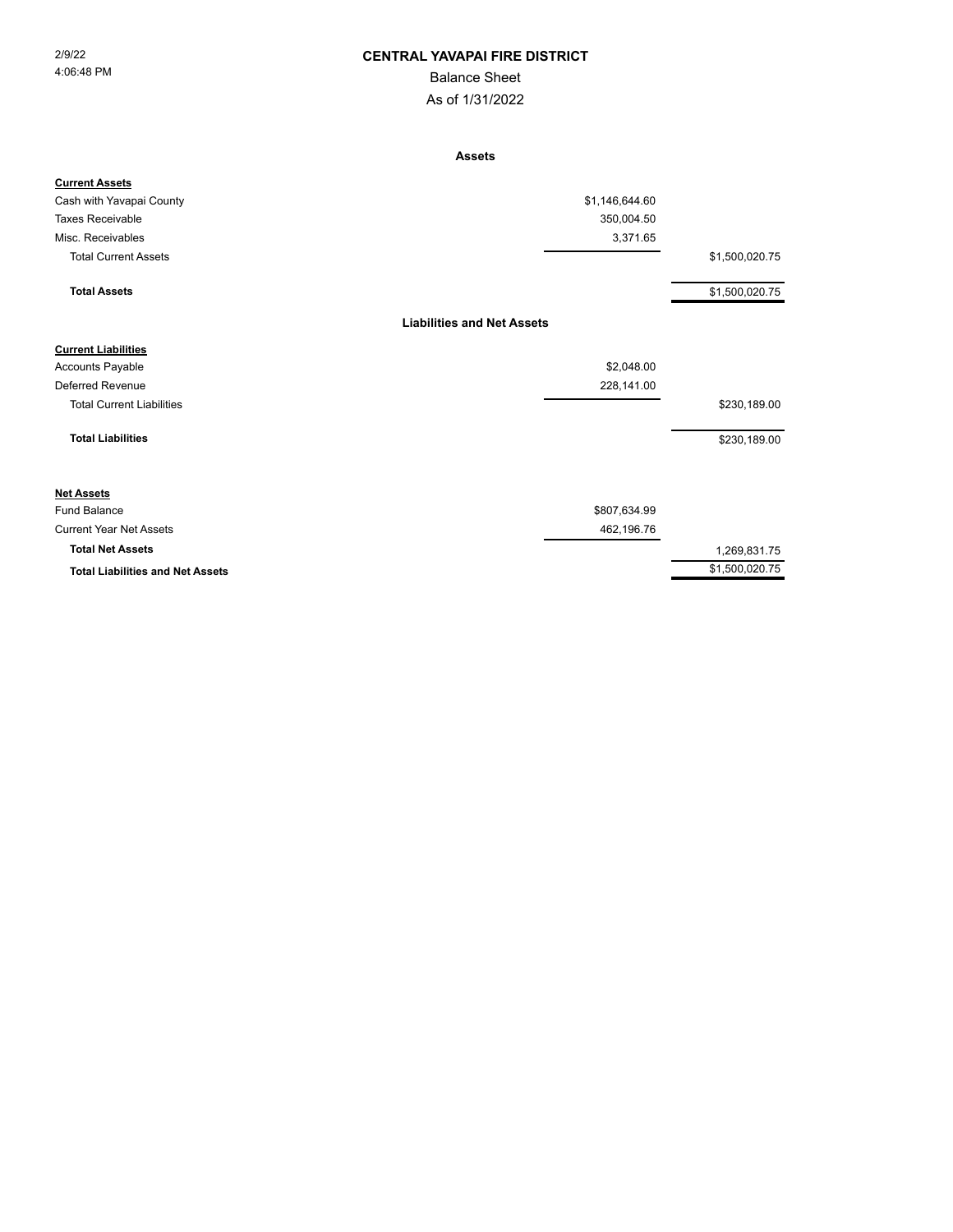2/9/22
4:06:48 PM

# CENTRAL YAVAPAI FIRE DISTRICT

## Balance Sheet

As of 1/31/2022

### Assets

| | | |
|---|---|---|
| **Current Assets** | | |
| Cash with Yavapai County | $1,146,644.60 | |
| Taxes Receivable | 350,004.50 | |
| Misc. Receivables | 3,371.65 | |
| Total Current Assets | | $1,500,020.75 |
| **Total Assets** | | $1,500,020.75 |

### Liabilities and Net Assets

| | | |
|---|---|---|
| **Current Liabilities** | | |
| Accounts Payable | $2,048.00 | |
| Deferred Revenue | 228,141.00 | |
| Total Current Liabilities | | $230,189.00 |
| **Total Liabilities** | | $230,189.00 |
| **Net Assets** | | |
| Fund Balance | $807,634.99 | |
| Current Year Net Assets | 462,196.76 | |
| **Total Net Assets** | | 1,269,831.75 |
| **Total Liabilities and Net Assets** | | $1,500,020.75 |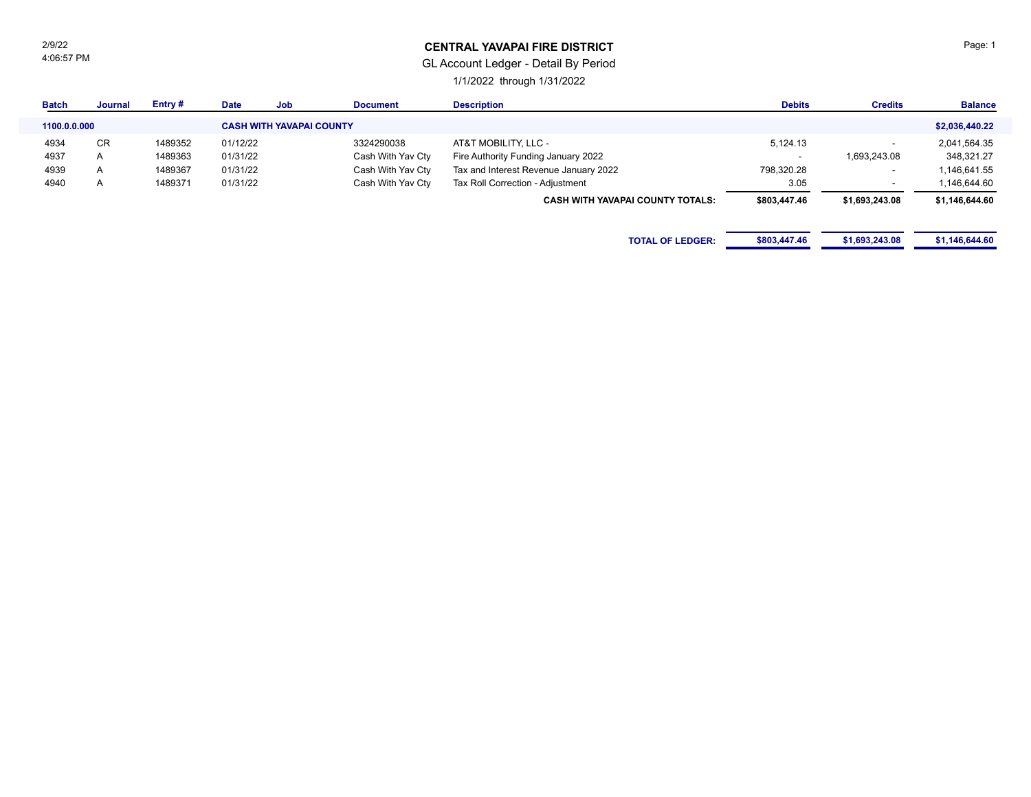2/9/22
4:06:57 PM

# CENTRAL YAVAPAI FIRE DISTRICT

## GL Account Ledger - Detail By Period

1/1/2022 through 1/31/2022

| Batch | Journal | Entry # | Date | Job | Document | Description | Debits | Credits | Balance |
|---|---|---|---|---|---|---|---|---|---|
| **1100.0.0.000** | | | **CASH WITH YAVAPAI COUNTY** | | | | | | **$2,036,440.22** |
| 4934 | CR | 1489352 | 01/12/22 | | 3324290038 | AT&T MOBILITY, LLC - | 5,124.13 | - | 2,041,564.35 |
| 4937 | A | 1489363 | 01/31/22 | | Cash With Yav Cty | Fire Authority Funding January 2022 | - | 1,693,243.08 | 348,321.27 |
| 4939 | A | 1489367 | 01/31/22 | | Cash With Yav Cty | Tax and Interest Revenue January 2022 | 798,320.28 | - | 1,146,641.55 |
| 4940 | A | 1489371 | 01/31/22 | | Cash With Yav Cty | Tax Roll Correction - Adjustment | 3.05 | - | 1,146,644.60 |
| | | | | | | **CASH WITH YAVAPAI COUNTY TOTALS:** | **$803,447.46** | **$1,693,243.08** | **$1,146,644.60** |
| | | | | | | **TOTAL OF LEDGER:** | **$803,447.46** | **$1,693,243.08** | **$1,146,644.60** |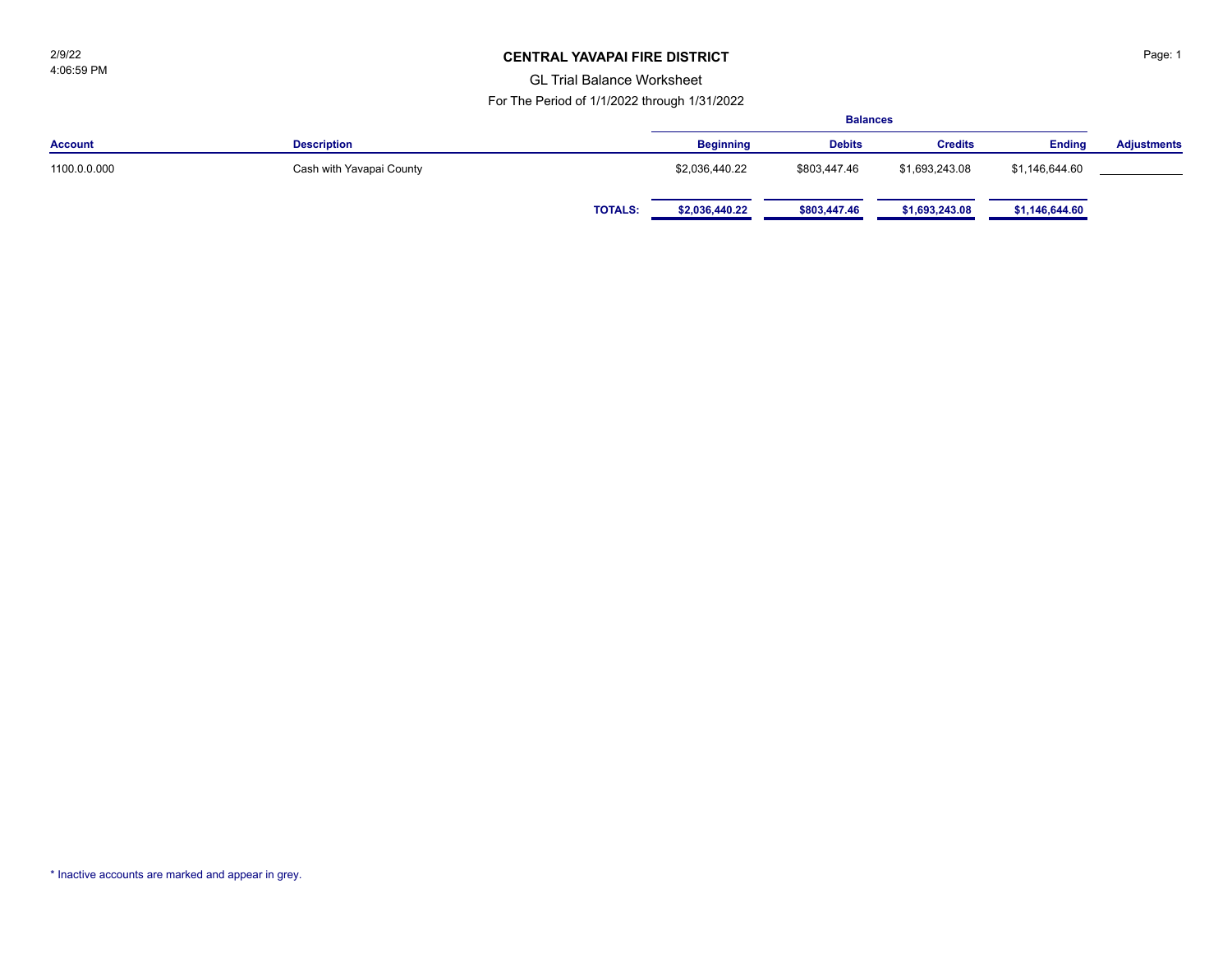2/9/22
4:06:59 PM

# CENTRAL YAVAPAI FIRE DISTRICT

GL Trial Balance Worksheet

For The Period of 1/1/2022 through 1/31/2022

| | | Balances | | | | |
|---|---|---|---|---|---|---|
| **Account** | **Description** | **Beginning** | **Debits** | **Credits** | **Ending** | **Adjustments** |
| 1100.0.0.000 | Cash with Yavapai County | $2,036,440.22 | $803,447.46 | $1,693,243.08 | $1,146,644.60 | |
| | **TOTALS:** | **$2,036,440.22** | **$803,447.46** | **$1,693,243.08** | **$1,146,644.60** | |

* Inactive accounts are marked and appear in grey.